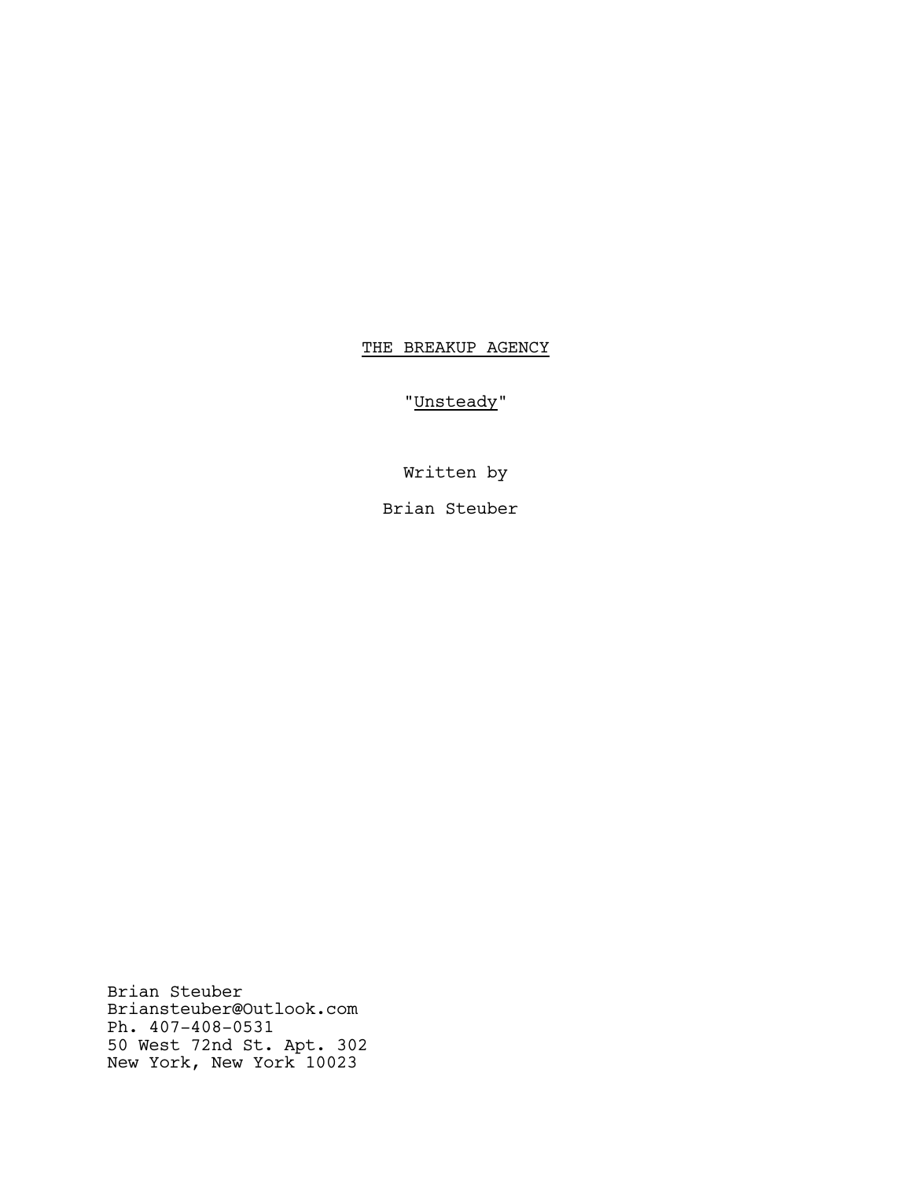THE BREAKUP AGENCY

"Unsteady"

Written by

Brian Steuber

Brian Steuber
Briansteuber@Outlook.com
Ph. 407-408-0531
50 West 72nd St. Apt. 302
New York, New York 10023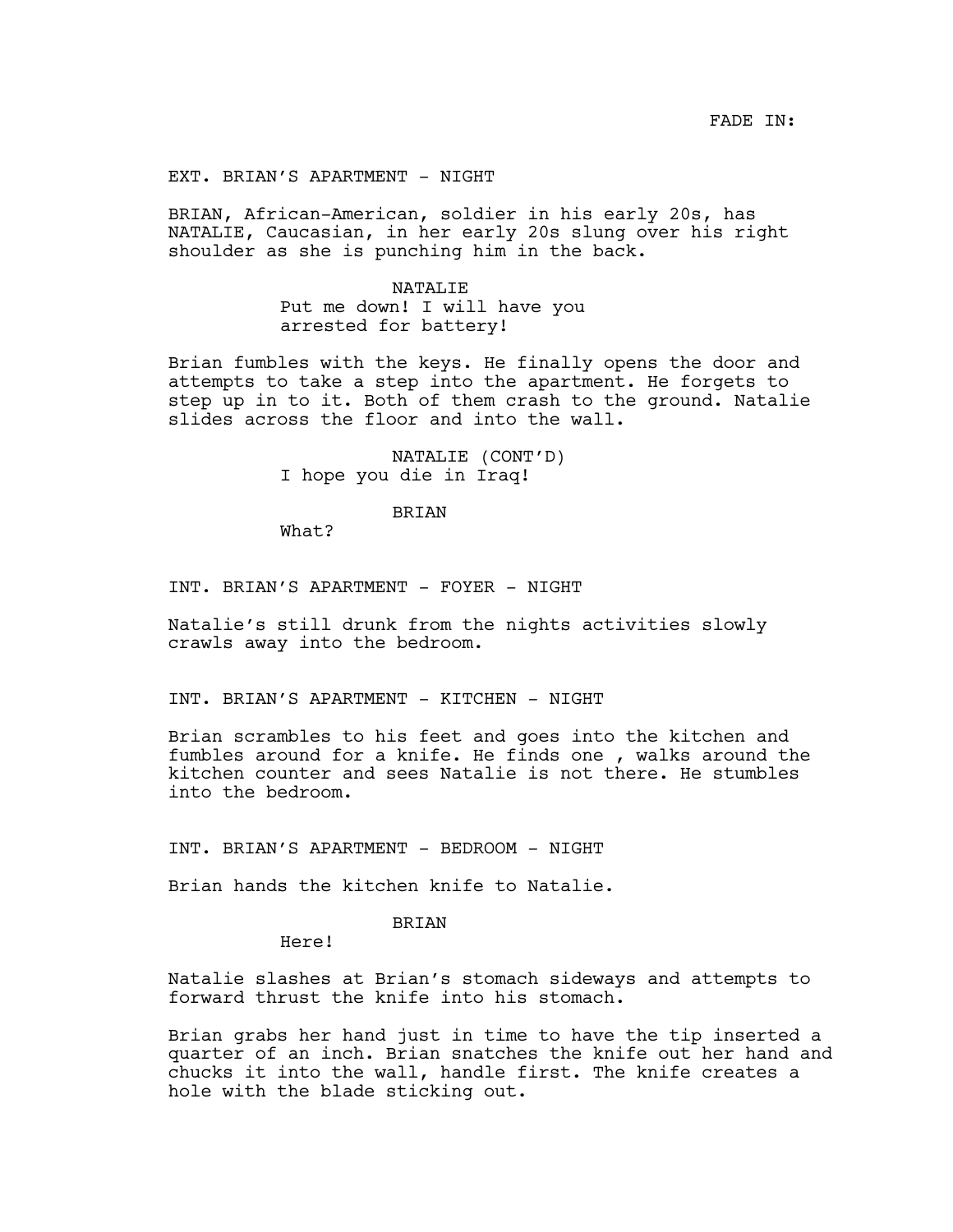FADE IN:

EXT. BRIAN'S APARTMENT - NIGHT

BRIAN, African-American, soldier in his early 20s, has NATALIE, Caucasian, in her early 20s slung over his right shoulder as she is punching him in the back.

NATALIE
Put me down! I will have you arrested for battery!

Brian fumbles with the keys. He finally opens the door and attempts to take a step into the apartment. He forgets to step up in to it. Both of them crash to the ground. Natalie slides across the floor and into the wall.

NATALIE (CONT'D)
I hope you die in Iraq!

BRIAN
What?

INT. BRIAN'S APARTMENT - FOYER - NIGHT

Natalie's still drunk from the nights activities slowly crawls away into the bedroom.

INT. BRIAN'S APARTMENT - KITCHEN - NIGHT

Brian scrambles to his feet and goes into the kitchen and fumbles around for a knife. He finds one , walks around the kitchen counter and sees Natalie is not there. He stumbles into the bedroom.

INT. BRIAN'S APARTMENT - BEDROOM - NIGHT

Brian hands the kitchen knife to Natalie.

BRIAN
Here!

Natalie slashes at Brian's stomach sideways and attempts to forward thrust the knife into his stomach.

Brian grabs her hand just in time to have the tip inserted a quarter of an inch. Brian snatches the knife out her hand and chucks it into the wall, handle first. The knife creates a hole with the blade sticking out.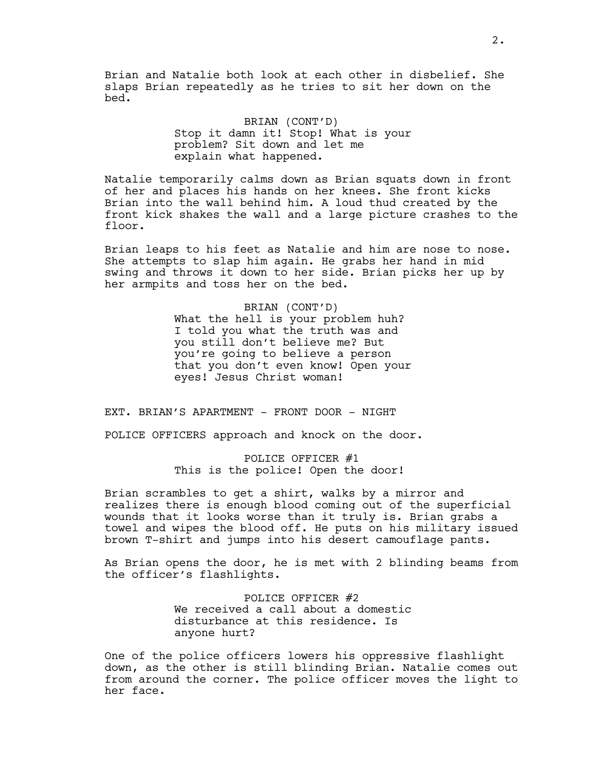Brian and Natalie both look at each other in disbelief. She slaps Brian repeatedly as he tries to sit her down on the bed.

BRIAN (CONT'D)
Stop it damn it! Stop! What is your problem? Sit down and let me explain what happened.

Natalie temporarily calms down as Brian squats down in front of her and places his hands on her knees. She front kicks Brian into the wall behind him. A loud thud created by the front kick shakes the wall and a large picture crashes to the floor.

Brian leaps to his feet as Natalie and him are nose to nose. She attempts to slap him again. He grabs her hand in mid swing and throws it down to her side. Brian picks her up by her armpits and toss her on the bed.

BRIAN (CONT'D)
What the hell is your problem huh? I told you what the truth was and you still don't believe me? But you're going to believe a person that you don't even know! Open your eyes! Jesus Christ woman!

EXT. BRIAN'S APARTMENT - FRONT DOOR - NIGHT

POLICE OFFICERS approach and knock on the door.

POLICE OFFICER #1
This is the police! Open the door!

Brian scrambles to get a shirt, walks by a mirror and realizes there is enough blood coming out of the superficial wounds that it looks worse than it truly is. Brian grabs a towel and wipes the blood off. He puts on his military issued brown T-shirt and jumps into his desert camouflage pants.

As Brian opens the door, he is met with 2 blinding beams from the officer's flashlights.

POLICE OFFICER #2
We received a call about a domestic disturbance at this residence. Is anyone hurt?

One of the police officers lowers his oppressive flashlight down, as the other is still blinding Brian. Natalie comes out from around the corner. The police officer moves the light to her face.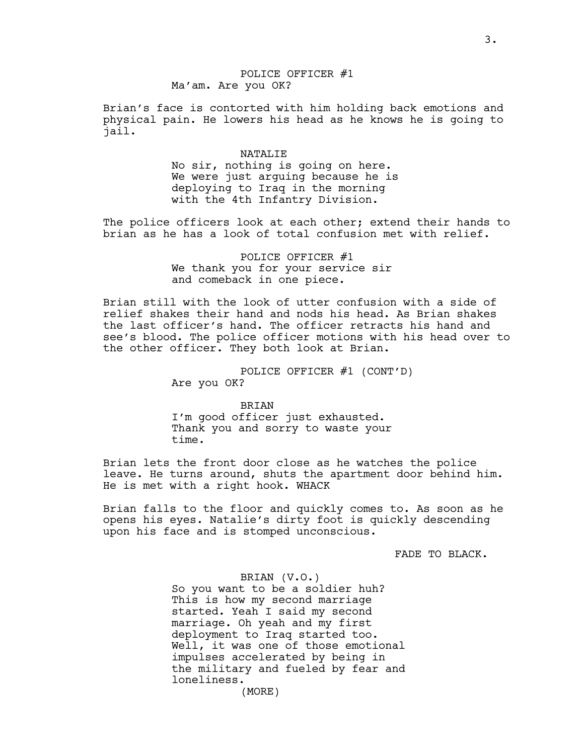POLICE OFFICER #1
Ma'am. Are you OK?

Brian's face is contorted with him holding back emotions and physical pain. He lowers his head as he knows he is going to jail.

NATALIE
No sir, nothing is going on here. We were just arguing because he is deploying to Iraq in the morning with the 4th Infantry Division.

The police officers look at each other; extend their hands to brian as he has a look of total confusion met with relief.

POLICE OFFICER #1
We thank you for your service sir and comeback in one piece.

Brian still with the look of utter confusion with a side of relief shakes their hand and nods his head. As Brian shakes the last officer's hand. The officer retracts his hand and see's blood. The police officer motions with his head over to the other officer. They both look at Brian.

POLICE OFFICER #1 (CONT'D)
Are you OK?

BRIAN
I'm good officer just exhausted. Thank you and sorry to waste your time.

Brian lets the front door close as he watches the police leave. He turns around, shuts the apartment door behind him. He is met with a right hook. WHACK

Brian falls to the floor and quickly comes to. As soon as he opens his eyes. Natalie's dirty foot is quickly descending upon his face and is stomped unconscious.

FADE TO BLACK.

BRIAN (V.O.)
So you want to be a soldier huh? This is how my second marriage started. Yeah I said my second marriage. Oh yeah and my first deployment to Iraq started too. Well, it was one of those emotional impulses accelerated by being in the military and fueled by fear and loneliness.
(MORE)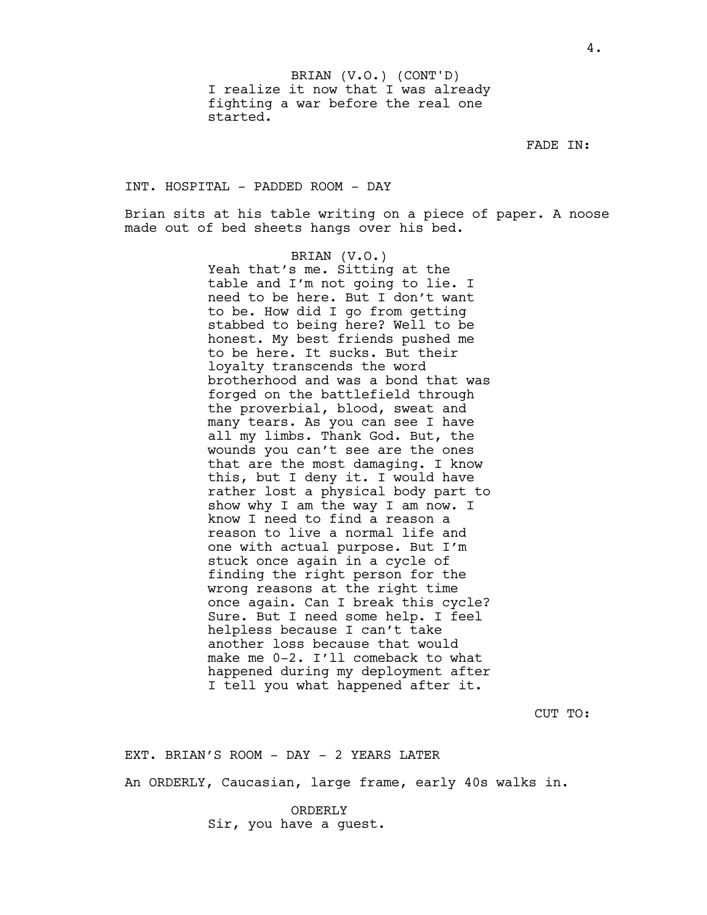BRIAN (V.O.) (CONT'D)
I realize it now that I was already fighting a war before the real one started.

FADE IN:

INT. HOSPITAL - PADDED ROOM - DAY

Brian sits at his table writing on a piece of paper. A noose made out of bed sheets hangs over his bed.

BRIAN (V.O.)
Yeah that's me. Sitting at the table and I'm not going to lie. I need to be here. But I don't want to be. How did I go from getting stabbed to being here? Well to be honest. My best friends pushed me to be here. It sucks. But their loyalty transcends the word brotherhood and was a bond that was forged on the battlefield through the proverbial, blood, sweat and many tears. As you can see I have all my limbs. Thank God. But, the wounds you can't see are the ones that are the most damaging. I know this, but I deny it. I would have rather lost a physical body part to show why I am the way I am now. I know I need to find a reason a reason to live a normal life and one with actual purpose. But I'm stuck once again in a cycle of finding the right person for the wrong reasons at the right time once again. Can I break this cycle? Sure. But I need some help. I feel helpless because I can't take another loss because that would make me 0-2. I'll comeback to what happened during my deployment after I tell you what happened after it.

CUT TO:

EXT. BRIAN'S ROOM - DAY - 2 YEARS LATER

An ORDERLY, Caucasian, large frame, early 40s walks in.

ORDERLY
Sir, you have a guest.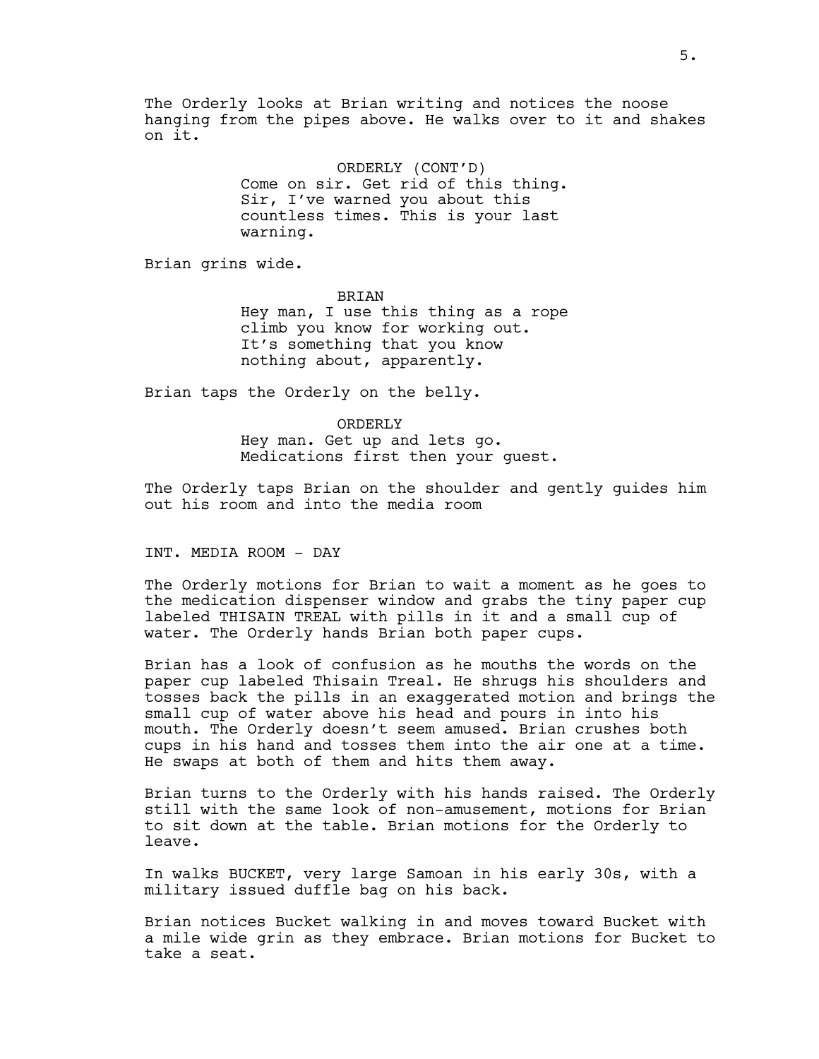The Orderly looks at Brian writing and notices the noose hanging from the pipes above. He walks over to it and shakes on it.

ORDERLY (CONT'D)
Come on sir. Get rid of this thing. Sir, I've warned you about this countless times. This is your last warning.

Brian grins wide.

BRIAN
Hey man, I use this thing as a rope climb you know for working out. It's something that you know nothing about, apparently.

Brian taps the Orderly on the belly.

ORDERLY
Hey man. Get up and lets go. Medications first then your guest.

The Orderly taps Brian on the shoulder and gently guides him out his room and into the media room

INT. MEDIA ROOM - DAY

The Orderly motions for Brian to wait a moment as he goes to the medication dispenser window and grabs the tiny paper cup labeled THISAIN TREAL with pills in it and a small cup of water. The Orderly hands Brian both paper cups.

Brian has a look of confusion as he mouths the words on the paper cup labeled Thisain Treal. He shrugs his shoulders and tosses back the pills in an exaggerated motion and brings the small cup of water above his head and pours in into his mouth. The Orderly doesn't seem amused. Brian crushes both cups in his hand and tosses them into the air one at a time. He swaps at both of them and hits them away.

Brian turns to the Orderly with his hands raised. The Orderly still with the same look of non-amusement, motions for Brian to sit down at the table. Brian motions for the Orderly to leave.

In walks BUCKET, very large Samoan in his early 30s, with a military issued duffle bag on his back.

Brian notices Bucket walking in and moves toward Bucket with a mile wide grin as they embrace. Brian motions for Bucket to take a seat.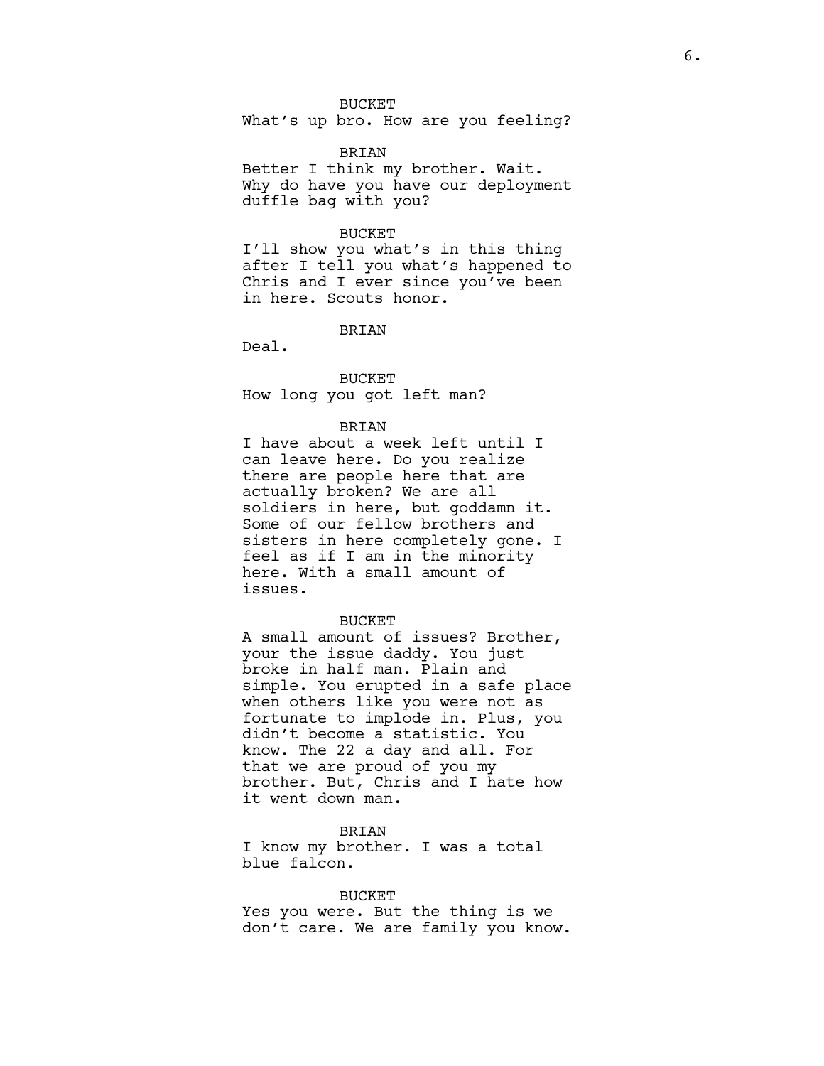BUCKET

What's up bro. How are you feeling?

BRIAN

Better I think my brother. Wait. Why do have you have our deployment duffle bag with you?

BUCKET

I'll show you what's in this thing after I tell you what's happened to Chris and I ever since you've been in here. Scouts honor.

BRIAN

Deal.

BUCKET

How long you got left man?

BRIAN

I have about a week left until I can leave here. Do you realize there are people here that are actually broken? We are all soldiers in here, but goddamn it. Some of our fellow brothers and sisters in here completely gone. I feel as if I am in the minority here. With a small amount of issues.

BUCKET

A small amount of issues? Brother, your the issue daddy. You just broke in half man. Plain and simple. You erupted in a safe place when others like you were not as fortunate to implode in. Plus, you didn't become a statistic. You know. The 22 a day and all. For that we are proud of you my brother. But, Chris and I hate how it went down man.

BRIAN

I know my brother. I was a total blue falcon.

BUCKET

Yes you were. But the thing is we don't care. We are family you know.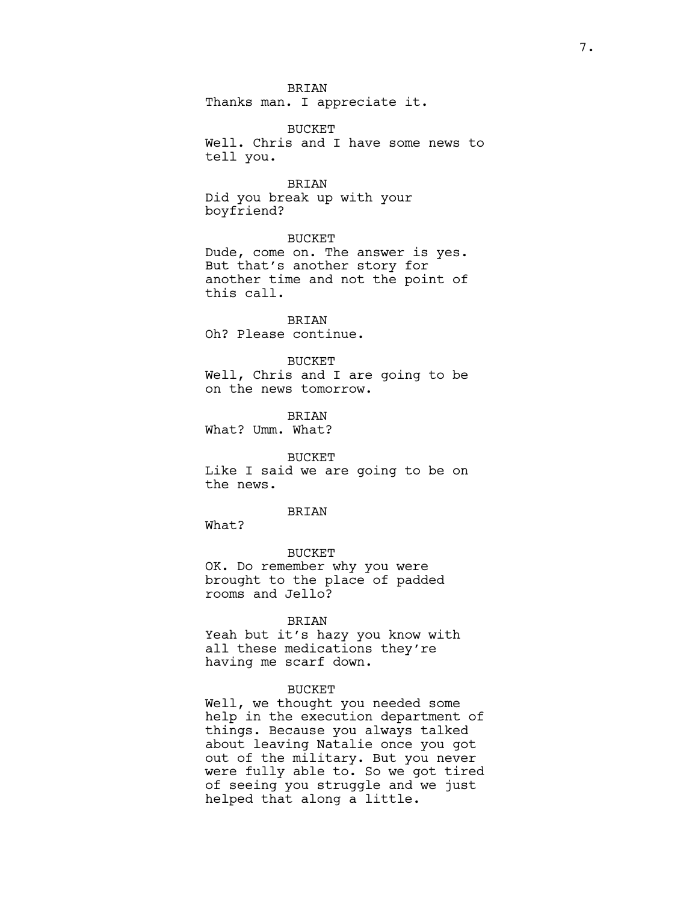BRIAN

Thanks man. I appreciate it.

BUCKET

Well. Chris and I have some news to tell you.

BRIAN

Did you break up with your boyfriend?

BUCKET

Dude, come on. The answer is yes. But that's another story for another time and not the point of this call.

BRIAN

Oh? Please continue.

BUCKET

Well, Chris and I are going to be on the news tomorrow.

BRIAN

What? Umm. What?

BUCKET

Like I said we are going to be on the news.

BRIAN

What?

BUCKET

OK. Do remember why you were brought to the place of padded rooms and Jello?

BRIAN

Yeah but it's hazy you know with all these medications they're having me scarf down.

BUCKET

Well, we thought you needed some help in the execution department of things. Because you always talked about leaving Natalie once you got out of the military. But you never were fully able to. So we got tired of seeing you struggle and we just helped that along a little.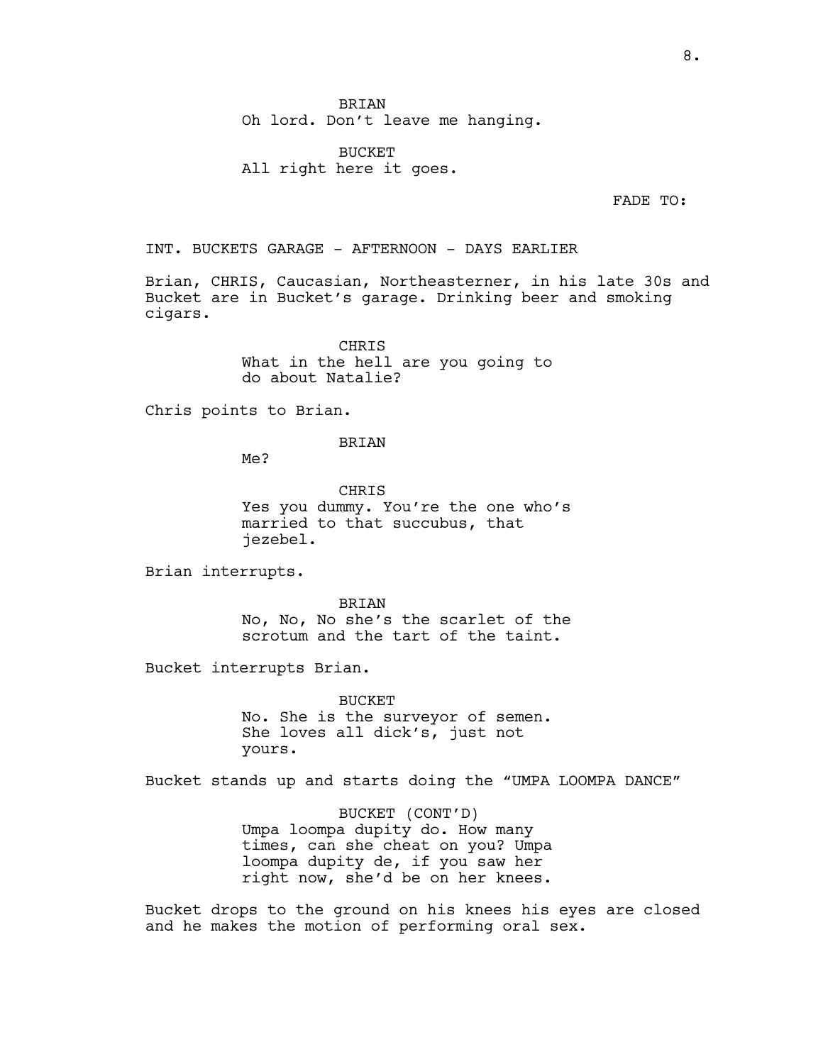BRIAN
Oh lord. Don't leave me hanging.

BUCKET
All right here it goes.

FADE TO:

INT. BUCKETS GARAGE - AFTERNOON - DAYS EARLIER

Brian, CHRIS, Caucasian, Northeasterner, in his late 30s and Bucket are in Bucket's garage. Drinking beer and smoking cigars.

CHRIS
What in the hell are you going to do about Natalie?

Chris points to Brian.

BRIAN
Me?

CHRIS
Yes you dummy. You're the one who's married to that succubus, that jezebel.

Brian interrupts.

BRIAN
No, No, No she's the scarlet of the scrotum and the tart of the taint.

Bucket interrupts Brian.

BUCKET
No. She is the surveyor of semen. She loves all dick's, just not yours.

Bucket stands up and starts doing the "UMPA LOOMPA DANCE"

BUCKET (CONT'D)
Umpa loompa dupity do. How many times, can she cheat on you? Umpa loompa dupity de, if you saw her right now, she'd be on her knees.

Bucket drops to the ground on his knees his eyes are closed and he makes the motion of performing oral sex.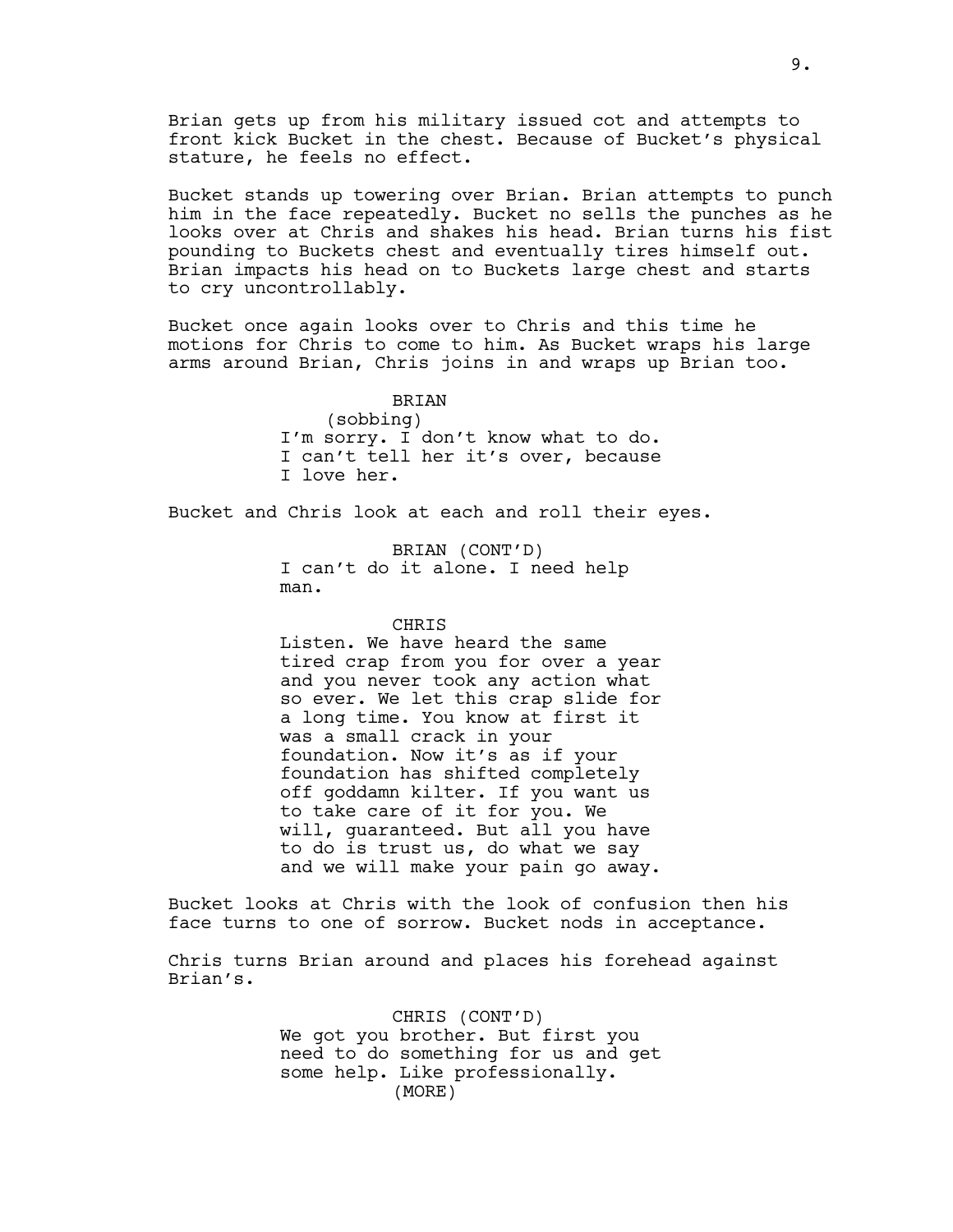Brian gets up from his military issued cot and attempts to front kick Bucket in the chest. Because of Bucket's physical stature, he feels no effect.

Bucket stands up towering over Brian. Brian attempts to punch him in the face repeatedly. Bucket no sells the punches as he looks over at Chris and shakes his head. Brian turns his fist pounding to Buckets chest and eventually tires himself out. Brian impacts his head on to Buckets large chest and starts to cry uncontrollably.

Bucket once again looks over to Chris and this time he motions for Chris to come to him. As Bucket wraps his large arms around Brian, Chris joins in and wraps up Brian too.

BRIAN
(sobbing)
I'm sorry. I don't know what to do. I can't tell her it's over, because I love her.

Bucket and Chris look at each and roll their eyes.

BRIAN (CONT'D)
I can't do it alone. I need help man.

CHRIS
Listen. We have heard the same tired crap from you for over a year and you never took any action what so ever. We let this crap slide for a long time. You know at first it was a small crack in your foundation. Now it's as if your foundation has shifted completely off goddamn kilter. If you want us to take care of it for you. We will, guaranteed. But all you have to do is trust us, do what we say and we will make your pain go away.

Bucket looks at Chris with the look of confusion then his face turns to one of sorrow. Bucket nods in acceptance.

Chris turns Brian around and places his forehead against Brian's.

CHRIS (CONT'D)
We got you brother. But first you need to do something for us and get some help. Like professionally.
(MORE)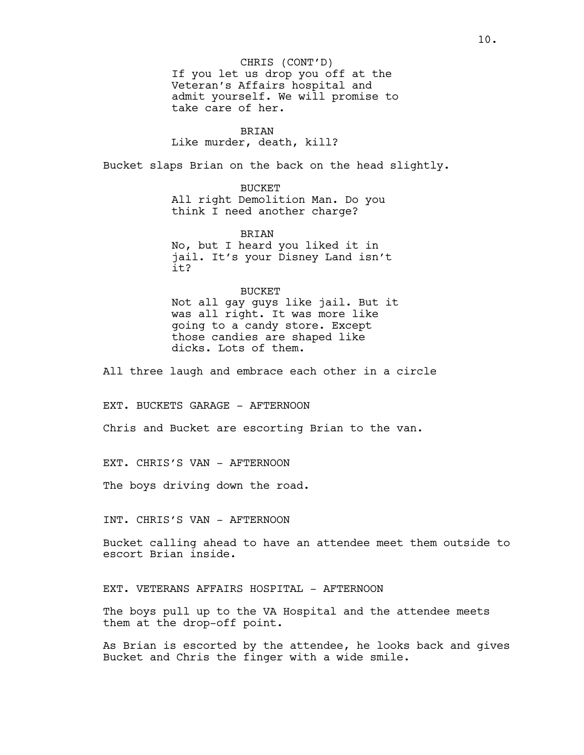CHRIS (CONT'D)
If you let us drop you off at the Veteran's Affairs hospital and admit yourself. We will promise to take care of her.

BRIAN
Like murder, death, kill?

Bucket slaps Brian on the back on the head slightly.

BUCKET
All right Demolition Man. Do you think I need another charge?

BRIAN
No, but I heard you liked it in jail. It's your Disney Land isn't it?

BUCKET
Not all gay guys like jail. But it was all right. It was more like going to a candy store. Except those candies are shaped like dicks. Lots of them.

All three laugh and embrace each other in a circle

EXT. BUCKETS GARAGE - AFTERNOON

Chris and Bucket are escorting Brian to the van.

EXT. CHRIS'S VAN - AFTERNOON

The boys driving down the road.

INT. CHRIS'S VAN - AFTERNOON

Bucket calling ahead to have an attendee meet them outside to escort Brian inside.

EXT. VETERANS AFFAIRS HOSPITAL - AFTERNOON

The boys pull up to the VA Hospital and the attendee meets them at the drop-off point.

As Brian is escorted by the attendee, he looks back and gives Bucket and Chris the finger with a wide smile.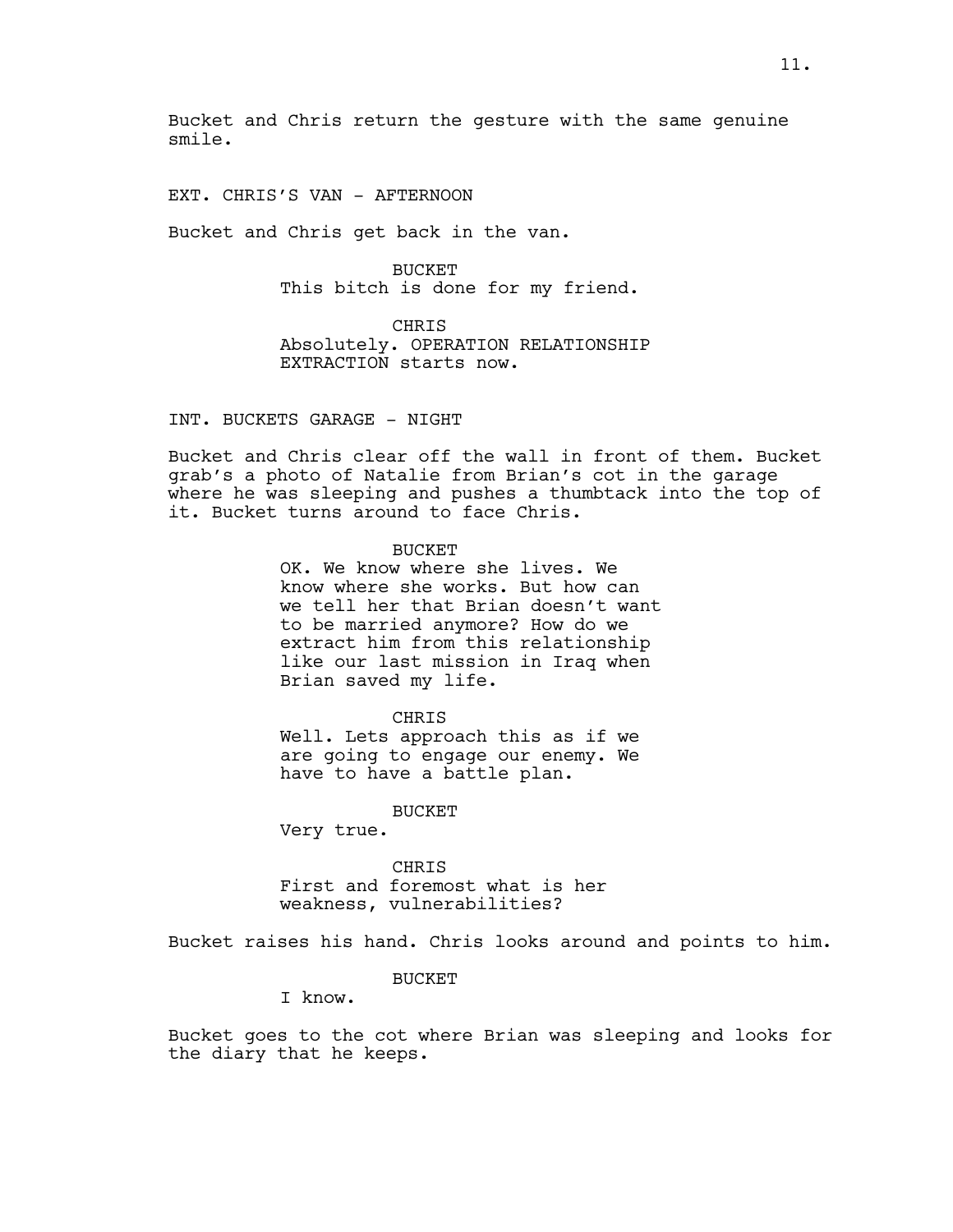Bucket and Chris return the gesture with the same genuine smile.

EXT. CHRIS'S VAN - AFTERNOON

Bucket and Chris get back in the van.

BUCKET
This bitch is done for my friend.

CHRIS
Absolutely. OPERATION RELATIONSHIP EXTRACTION starts now.

INT. BUCKETS GARAGE - NIGHT

Bucket and Chris clear off the wall in front of them. Bucket grab's a photo of Natalie from Brian's cot in the garage where he was sleeping and pushes a thumbtack into the top of it. Bucket turns around to face Chris.

BUCKET
OK. We know where she lives. We know where she works. But how can we tell her that Brian doesn't want to be married anymore? How do we extract him from this relationship like our last mission in Iraq when Brian saved my life.

CHRIS
Well. Lets approach this as if we are going to engage our enemy. We have to have a battle plan.

BUCKET
Very true.

CHRIS
First and foremost what is her weakness, vulnerabilities?

Bucket raises his hand. Chris looks around and points to him.

BUCKET
I know.

Bucket goes to the cot where Brian was sleeping and looks for the diary that he keeps.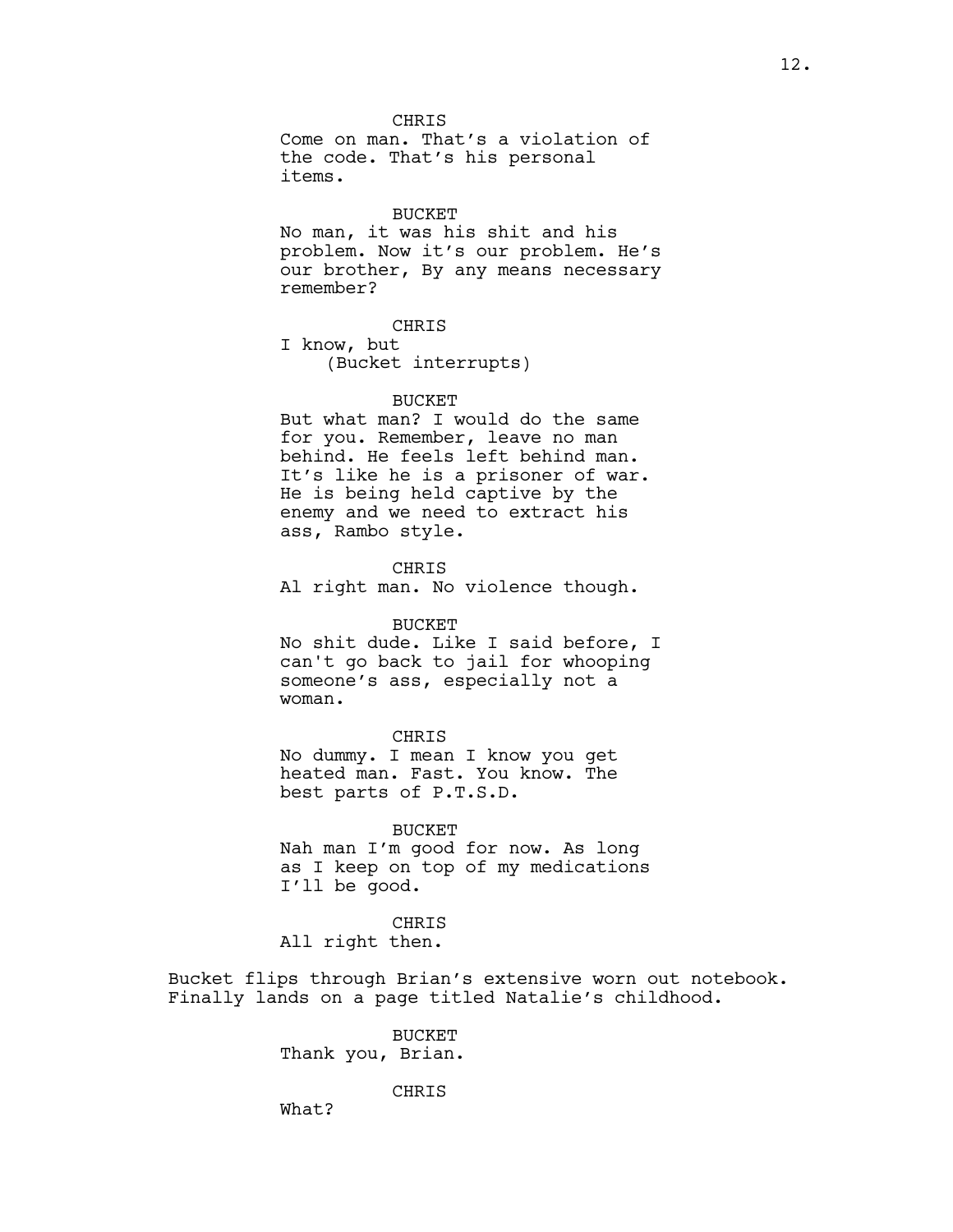CHRIS

Come on man. That's a violation of the code. That's his personal items.

BUCKET

No man, it was his shit and his problem. Now it's our problem. He's our brother, By any means necessary remember?

CHRIS

I know, but

(Bucket interrupts)

BUCKET

But what man? I would do the same for you. Remember, leave no man behind. He feels left behind man. It's like he is a prisoner of war. He is being held captive by the enemy and we need to extract his ass, Rambo style.

CHRIS

Al right man. No violence though.

BUCKET

No shit dude. Like I said before, I can't go back to jail for whooping someone's ass, especially not a woman.

CHRIS

No dummy. I mean I know you get heated man. Fast. You know. The best parts of P.T.S.D.

BUCKET

Nah man I'm good for now. As long as I keep on top of my medications I'll be good.

CHRIS

All right then.

Bucket flips through Brian's extensive worn out notebook. Finally lands on a page titled Natalie's childhood.

BUCKET

Thank you, Brian.

CHRIS

What?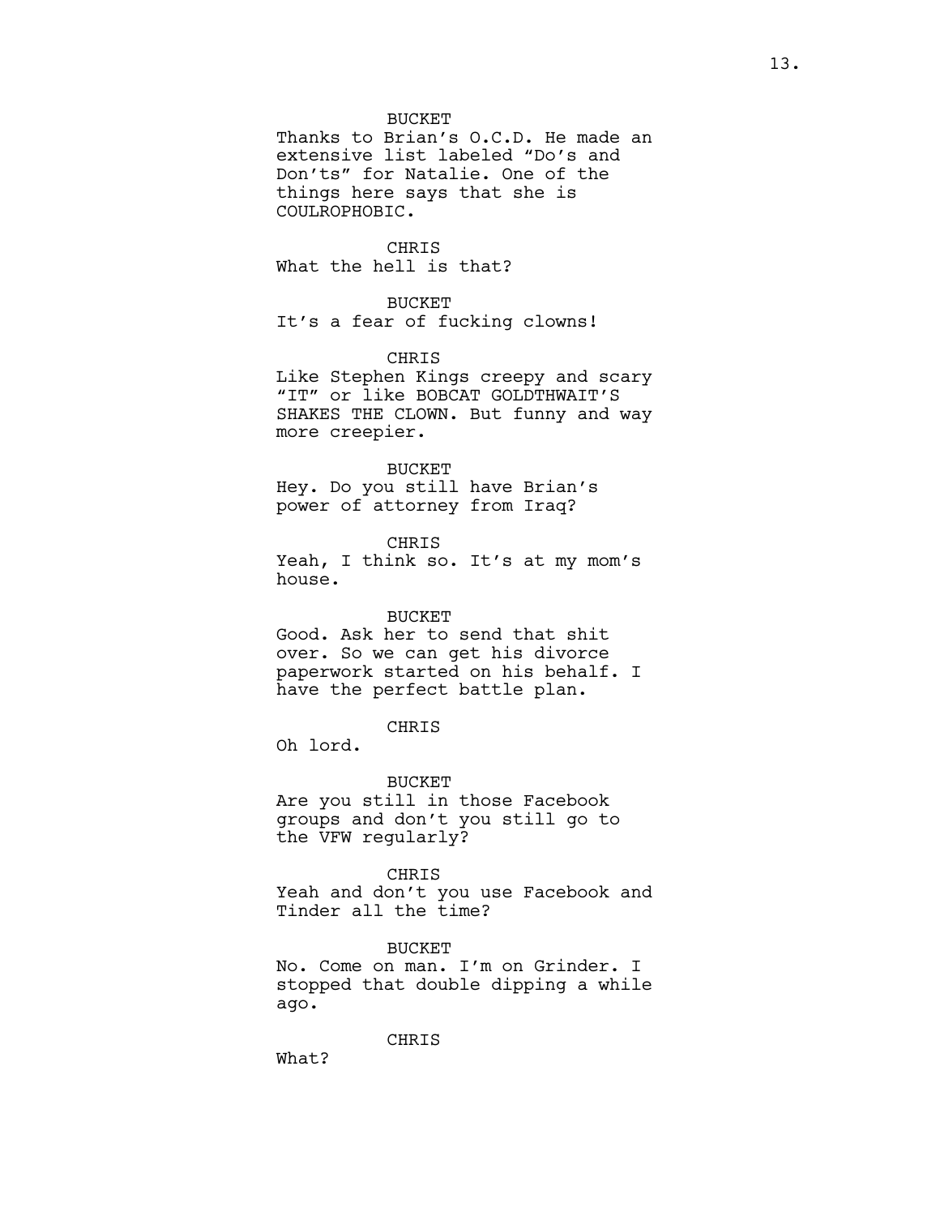BUCKET

Thanks to Brian's O.C.D. He made an extensive list labeled "Do's and Don'ts" for Natalie. One of the things here says that she is COULROPHOBIC.

CHRIS

What the hell is that?

BUCKET

It's a fear of fucking clowns!

CHRIS

Like Stephen Kings creepy and scary "IT" or like BOBCAT GOLDTHWAIT'S SHAKES THE CLOWN. But funny and way more creepier.

BUCKET

Hey. Do you still have Brian's power of attorney from Iraq?

CHRIS

Yeah, I think so. It's at my mom's house.

BUCKET

Good. Ask her to send that shit over. So we can get his divorce paperwork started on his behalf. I have the perfect battle plan.

CHRIS

Oh lord.

BUCKET

Are you still in those Facebook groups and don't you still go to the VFW regularly?

CHRIS

Yeah and don't you use Facebook and Tinder all the time?

BUCKET

No. Come on man. I'm on Grinder. I stopped that double dipping a while ago.

CHRIS

What?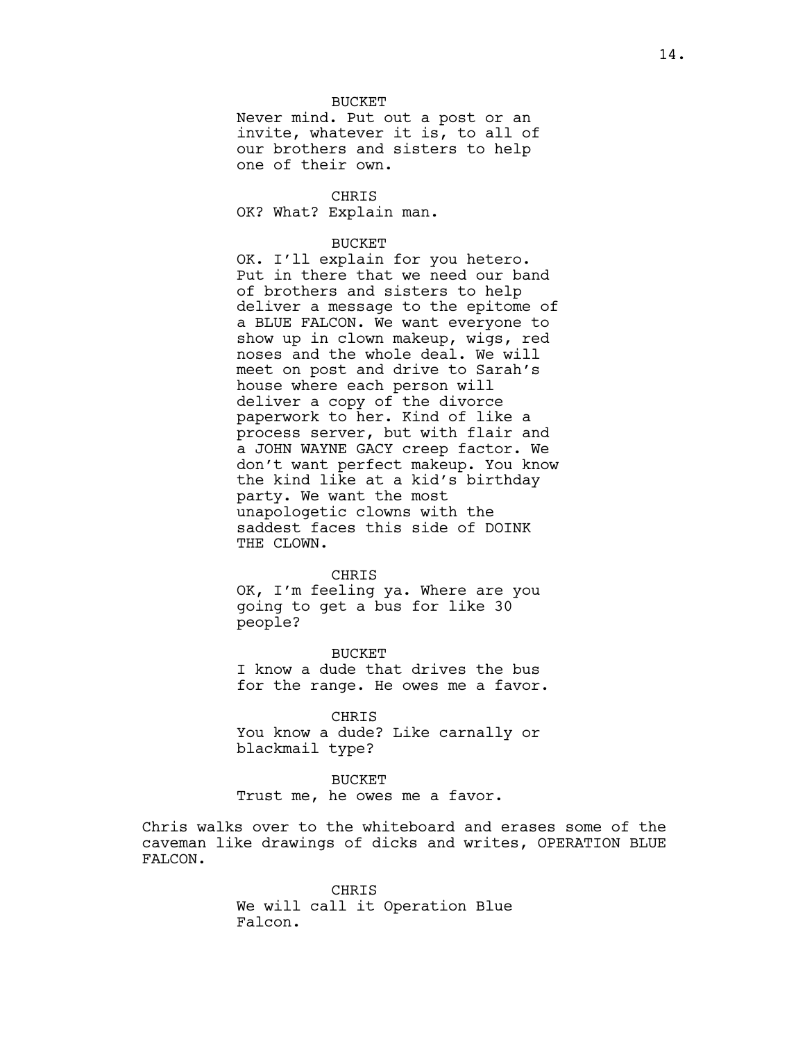BUCKET
Never mind. Put out a post or an invite, whatever it is, to all of our brothers and sisters to help one of their own.

CHRIS
OK? What? Explain man.

BUCKET
OK. I'll explain for you hetero. Put in there that we need our band of brothers and sisters to help deliver a message to the epitome of a BLUE FALCON. We want everyone to show up in clown makeup, wigs, red noses and the whole deal. We will meet on post and drive to Sarah's house where each person will deliver a copy of the divorce paperwork to her. Kind of like a process server, but with flair and a JOHN WAYNE GACY creep factor. We don't want perfect makeup. You know the kind like at a kid's birthday party. We want the most unapologetic clowns with the saddest faces this side of DOINK THE CLOWN.

CHRIS
OK, I'm feeling ya. Where are you going to get a bus for like 30 people?

BUCKET
I know a dude that drives the bus for the range. He owes me a favor.

CHRIS
You know a dude? Like carnally or blackmail type?

BUCKET
Trust me, he owes me a favor.

Chris walks over to the whiteboard and erases some of the caveman like drawings of dicks and writes, OPERATION BLUE FALCON.

CHRIS
We will call it Operation Blue Falcon.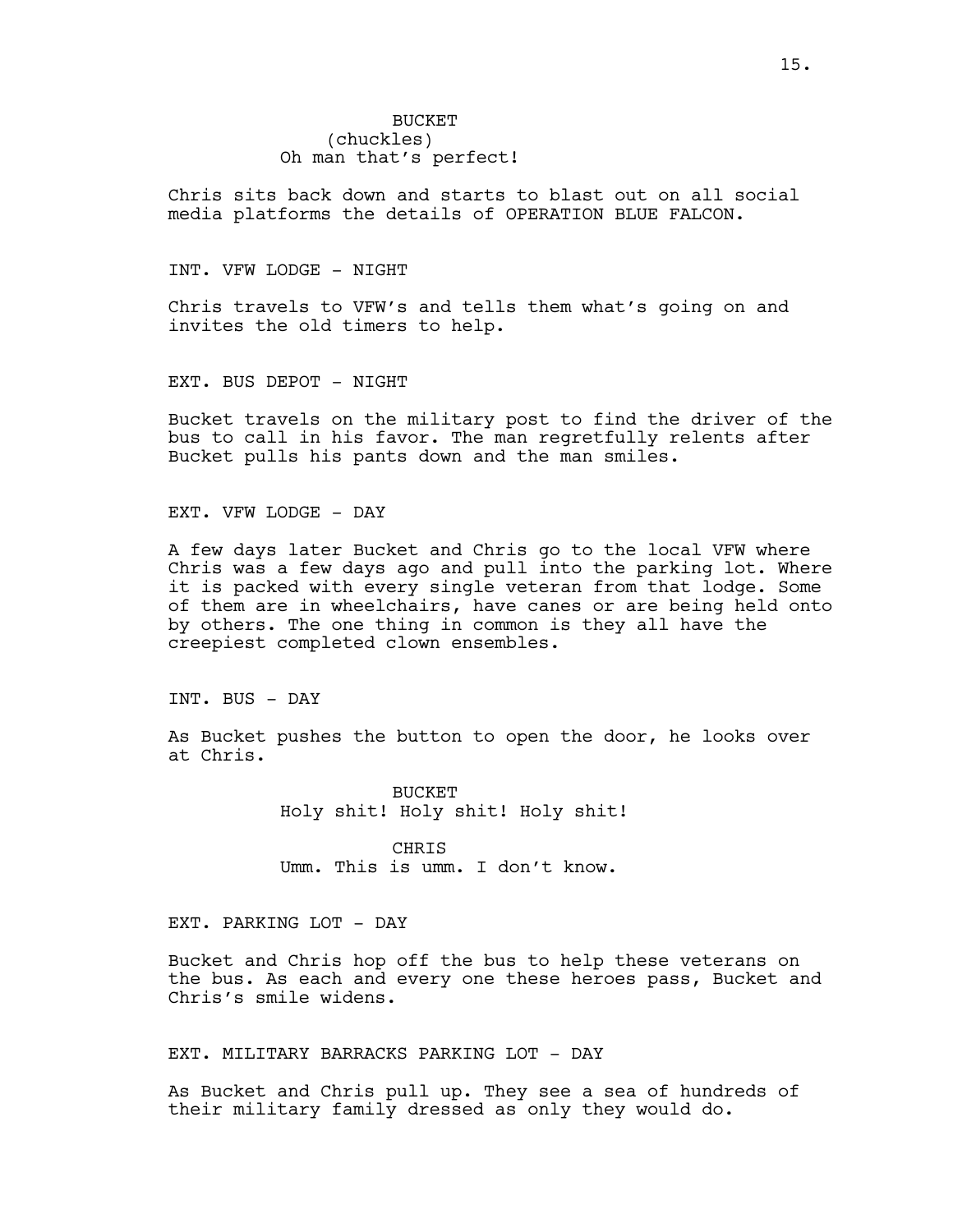BUCKET
(chuckles)
Oh man that's perfect!

Chris sits back down and starts to blast out on all social media platforms the details of OPERATION BLUE FALCON.

INT. VFW LODGE - NIGHT

Chris travels to VFW's and tells them what's going on and invites the old timers to help.

EXT. BUS DEPOT - NIGHT

Bucket travels on the military post to find the driver of the bus to call in his favor. The man regretfully relents after Bucket pulls his pants down and the man smiles.

EXT. VFW LODGE - DAY

A few days later Bucket and Chris go to the local VFW where Chris was a few days ago and pull into the parking lot. Where it is packed with every single veteran from that lodge. Some of them are in wheelchairs, have canes or are being held onto by others. The one thing in common is they all have the creepiest completed clown ensembles.

INT. BUS - DAY

As Bucket pushes the button to open the door, he looks over at Chris.

BUCKET
Holy shit! Holy shit! Holy shit!

CHRIS
Umm. This is umm. I don't know.

EXT. PARKING LOT - DAY

Bucket and Chris hop off the bus to help these veterans on the bus. As each and every one these heroes pass, Bucket and Chris's smile widens.

EXT. MILITARY BARRACKS PARKING LOT - DAY

As Bucket and Chris pull up. They see a sea of hundreds of their military family dressed as only they would do.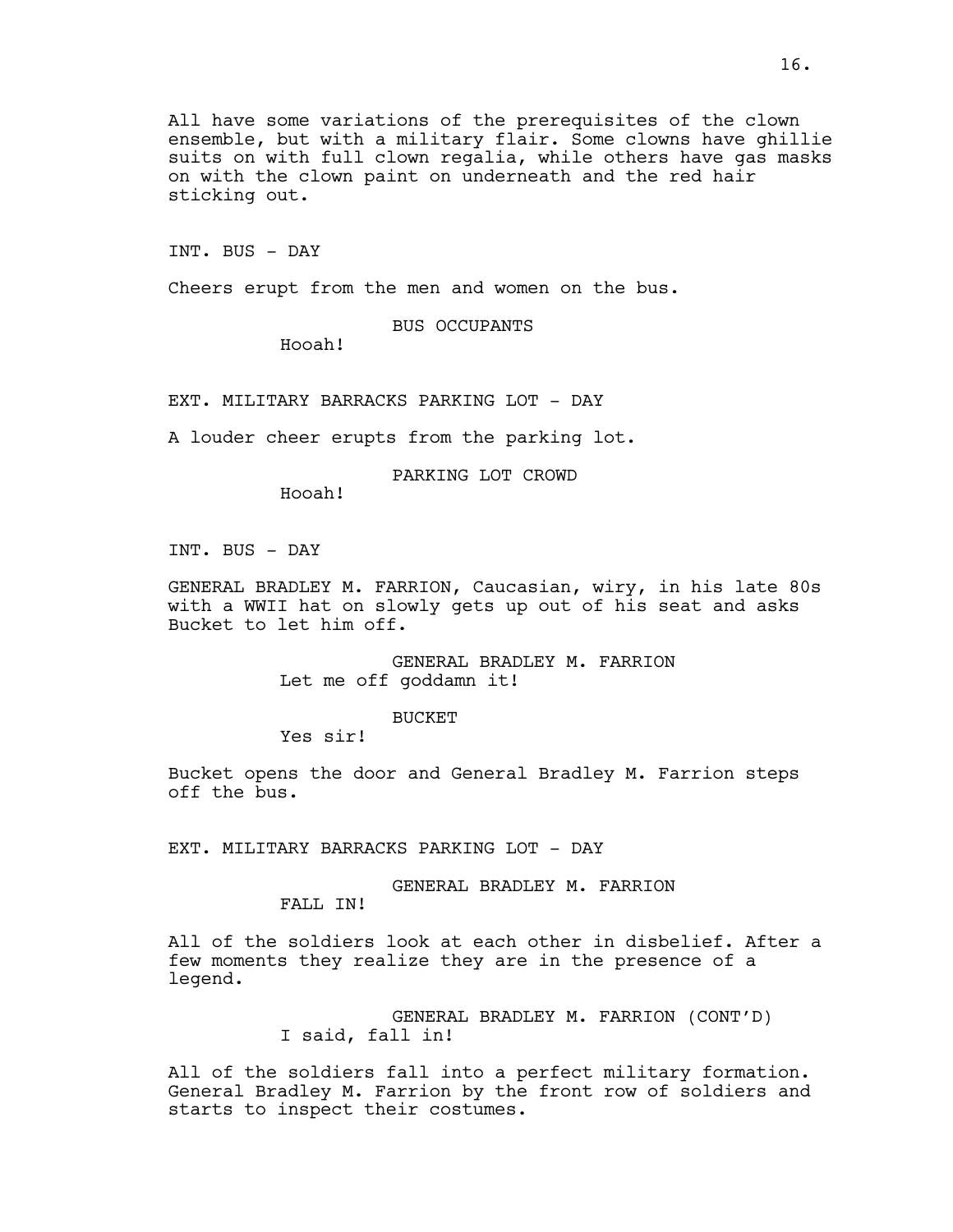All have some variations of the prerequisites of the clown ensemble, but with a military flair. Some clowns have ghillie suits on with full clown regalia, while others have gas masks on with the clown paint on underneath and the red hair sticking out.

INT. BUS - DAY

Cheers erupt from the men and women on the bus.

BUS OCCUPANTS
Hooah!

EXT. MILITARY BARRACKS PARKING LOT - DAY

A louder cheer erupts from the parking lot.

PARKING LOT CROWD
Hooah!

INT. BUS - DAY

GENERAL BRADLEY M. FARRION, Caucasian, wiry, in his late 80s with a WWII hat on slowly gets up out of his seat and asks Bucket to let him off.

GENERAL BRADLEY M. FARRION
Let me off goddamn it!

BUCKET
Yes sir!

Bucket opens the door and General Bradley M. Farrion steps off the bus.

EXT. MILITARY BARRACKS PARKING LOT - DAY

GENERAL BRADLEY M. FARRION
FALL IN!

All of the soldiers look at each other in disbelief. After a few moments they realize they are in the presence of a legend.

GENERAL BRADLEY M. FARRION (CONT'D)
I said, fall in!

All of the soldiers fall into a perfect military formation. General Bradley M. Farrion by the front row of soldiers and starts to inspect their costumes.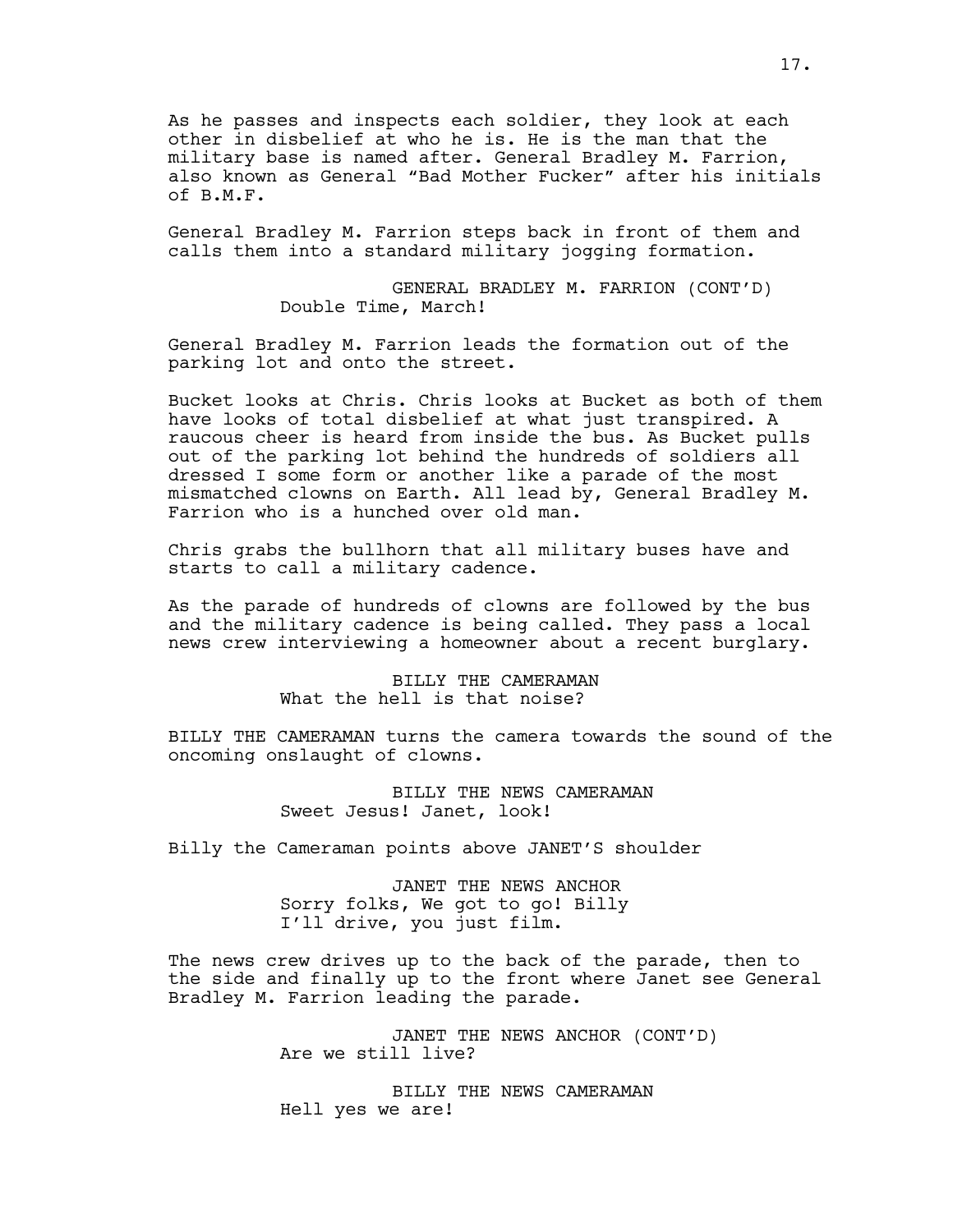As he passes and inspects each soldier, they look at each other in disbelief at who he is. He is the man that the military base is named after. General Bradley M. Farrion, also known as General “Bad Mother Fucker” after his initials of B.M.F.

General Bradley M. Farrion steps back in front of them and calls them into a standard military jogging formation.

GENERAL BRADLEY M. FARRION (CONT’D)
Double Time, March!

General Bradley M. Farrion leads the formation out of the parking lot and onto the street.

Bucket looks at Chris. Chris looks at Bucket as both of them have looks of total disbelief at what just transpired. A raucous cheer is heard from inside the bus. As Bucket pulls out of the parking lot behind the hundreds of soldiers all dressed I some form or another like a parade of the most mismatched clowns on Earth. All lead by, General Bradley M. Farrion who is a hunched over old man.

Chris grabs the bullhorn that all military buses have and starts to call a military cadence.

As the parade of hundreds of clowns are followed by the bus and the military cadence is being called. They pass a local news crew interviewing a homeowner about a recent burglary.

BILLY THE CAMERAMAN
What the hell is that noise?

BILLY THE CAMERAMAN turns the camera towards the sound of the oncoming onslaught of clowns.

BILLY THE NEWS CAMERAMAN
Sweet Jesus! Janet, look!

Billy the Cameraman points above JANET’S shoulder

JANET THE NEWS ANCHOR
Sorry folks, We got to go! Billy I’ll drive, you just film.

The news crew drives up to the back of the parade, then to the side and finally up to the front where Janet see General Bradley M. Farrion leading the parade.

JANET THE NEWS ANCHOR (CONT’D)
Are we still live?

BILLY THE NEWS CAMERAMAN
Hell yes we are!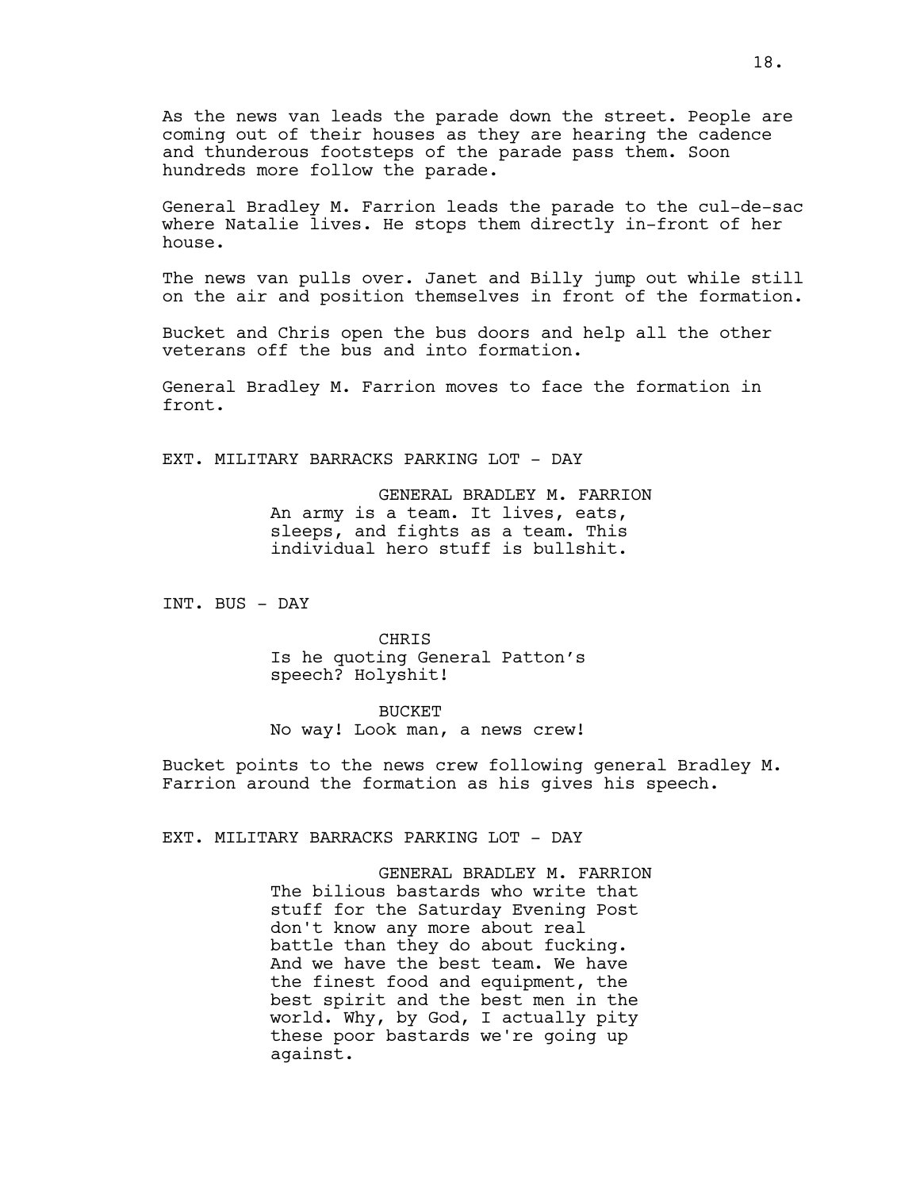As the news van leads the parade down the street. People are coming out of their houses as they are hearing the cadence and thunderous footsteps of the parade pass them. Soon hundreds more follow the parade.

General Bradley M. Farrion leads the parade to the cul-de-sac where Natalie lives. He stops them directly in-front of her house.

The news van pulls over. Janet and Billy jump out while still on the air and position themselves in front of the formation.

Bucket and Chris open the bus doors and help all the other veterans off the bus and into formation.

General Bradley M. Farrion moves to face the formation in front.

EXT. MILITARY BARRACKS PARKING LOT - DAY

GENERAL BRADLEY M. FARRION
An army is a team. It lives, eats, sleeps, and fights as a team. This individual hero stuff is bullshit.

INT. BUS - DAY

CHRIS
Is he quoting General Patton's speech? Holyshit!

BUCKET
No way! Look man, a news crew!

Bucket points to the news crew following general Bradley M. Farrion around the formation as his gives his speech.

EXT. MILITARY BARRACKS PARKING LOT - DAY

GENERAL BRADLEY M. FARRION
The bilious bastards who write that stuff for the Saturday Evening Post don't know any more about real battle than they do about fucking. And we have the best team. We have the finest food and equipment, the best spirit and the best men in the world. Why, by God, I actually pity these poor bastards we're going up against.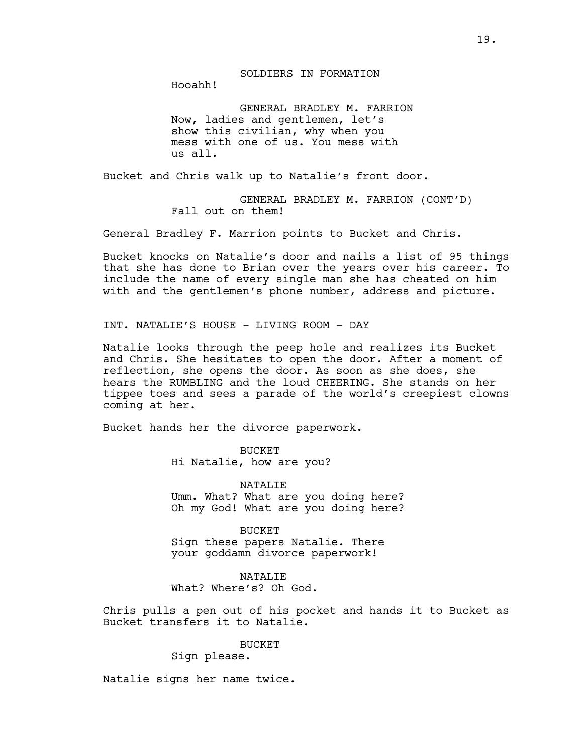SOLDIERS IN FORMATION
Hooahh!

GENERAL BRADLEY M. FARRION
Now, ladies and gentlemen, let's show this civilian, why when you mess with one of us. You mess with us all.

Bucket and Chris walk up to Natalie's front door.

GENERAL BRADLEY M. FARRION (CONT'D)
Fall out on them!

General Bradley F. Marrion points to Bucket and Chris.

Bucket knocks on Natalie's door and nails a list of 95 things that she has done to Brian over the years over his career. To include the name of every single man she has cheated on him with and the gentlemen's phone number, address and picture.

INT. NATALIE'S HOUSE - LIVING ROOM - DAY

Natalie looks through the peep hole and realizes its Bucket and Chris. She hesitates to open the door. After a moment of reflection, she opens the door. As soon as she does, she hears the RUMBLING and the loud CHEERING. She stands on her tippee toes and sees a parade of the world's creepiest clowns coming at her.

Bucket hands her the divorce paperwork.

BUCKET
Hi Natalie, how are you?

NATALIE
Umm. What? What are you doing here? Oh my God! What are you doing here?

BUCKET
Sign these papers Natalie. There your goddamn divorce paperwork!

NATALIE
What? Where's? Oh God.

Chris pulls a pen out of his pocket and hands it to Bucket as Bucket transfers it to Natalie.

BUCKET
Sign please.

Natalie signs her name twice.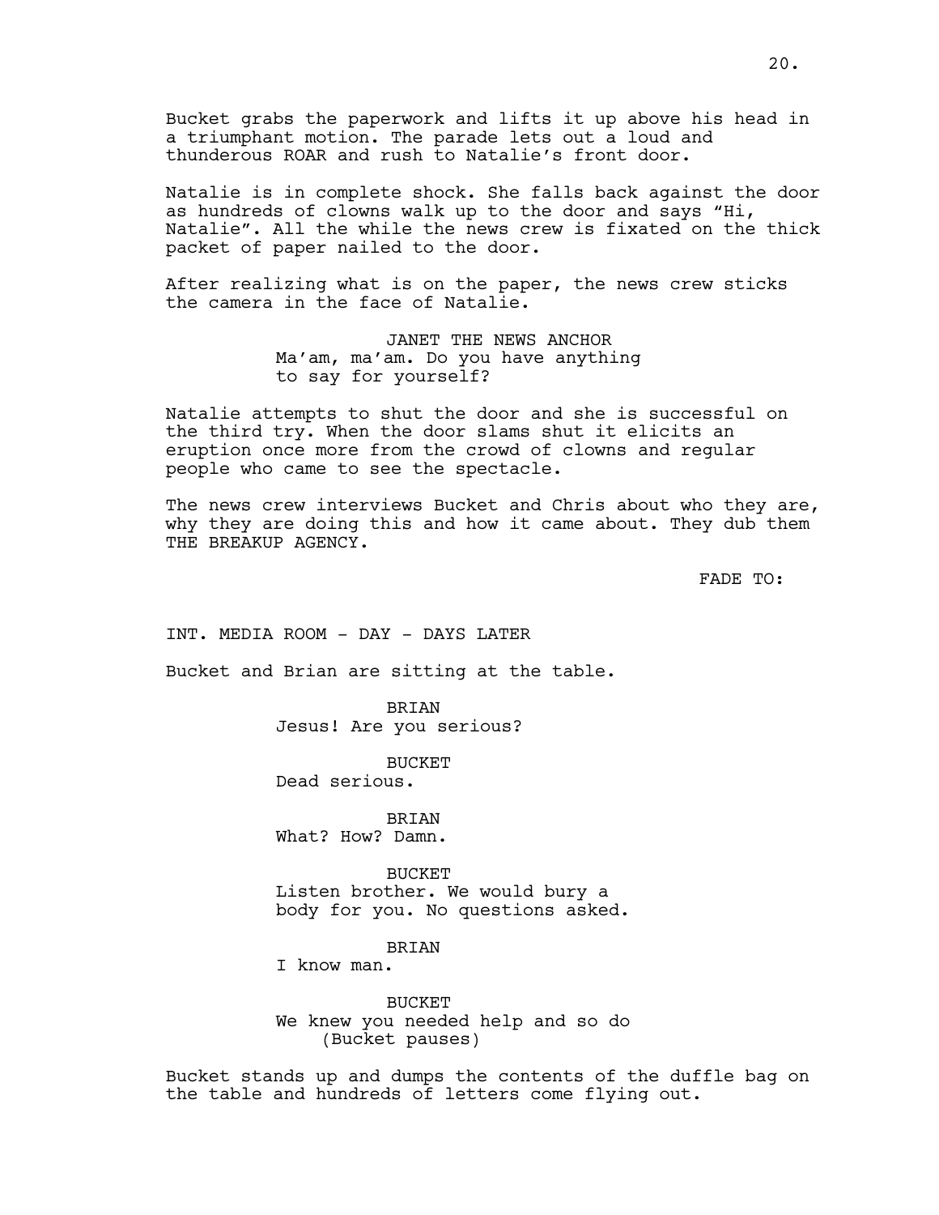Bucket grabs the paperwork and lifts it up above his head in a triumphant motion. The parade lets out a loud and thunderous ROAR and rush to Natalie's front door.

Natalie is in complete shock. She falls back against the door as hundreds of clowns walk up to the door and says "Hi, Natalie". All the while the news crew is fixated on the thick packet of paper nailed to the door.

After realizing what is on the paper, the news crew sticks the camera in the face of Natalie.

JANET THE NEWS ANCHOR
Ma'am, ma'am. Do you have anything to say for yourself?

Natalie attempts to shut the door and she is successful on the third try. When the door slams shut it elicits an eruption once more from the crowd of clowns and regular people who came to see the spectacle.

The news crew interviews Bucket and Chris about who they are, why they are doing this and how it came about. They dub them THE BREAKUP AGENCY.

FADE TO:

INT. MEDIA ROOM - DAY - DAYS LATER

Bucket and Brian are sitting at the table.

BRIAN
Jesus! Are you serious?

BUCKET
Dead serious.

BRIAN
What? How? Damn.

BUCKET
Listen brother. We would bury a body for you. No questions asked.

BRIAN
I know man.

BUCKET
We knew you needed help and so do
(Bucket pauses)

Bucket stands up and dumps the contents of the duffle bag on the table and hundreds of letters come flying out.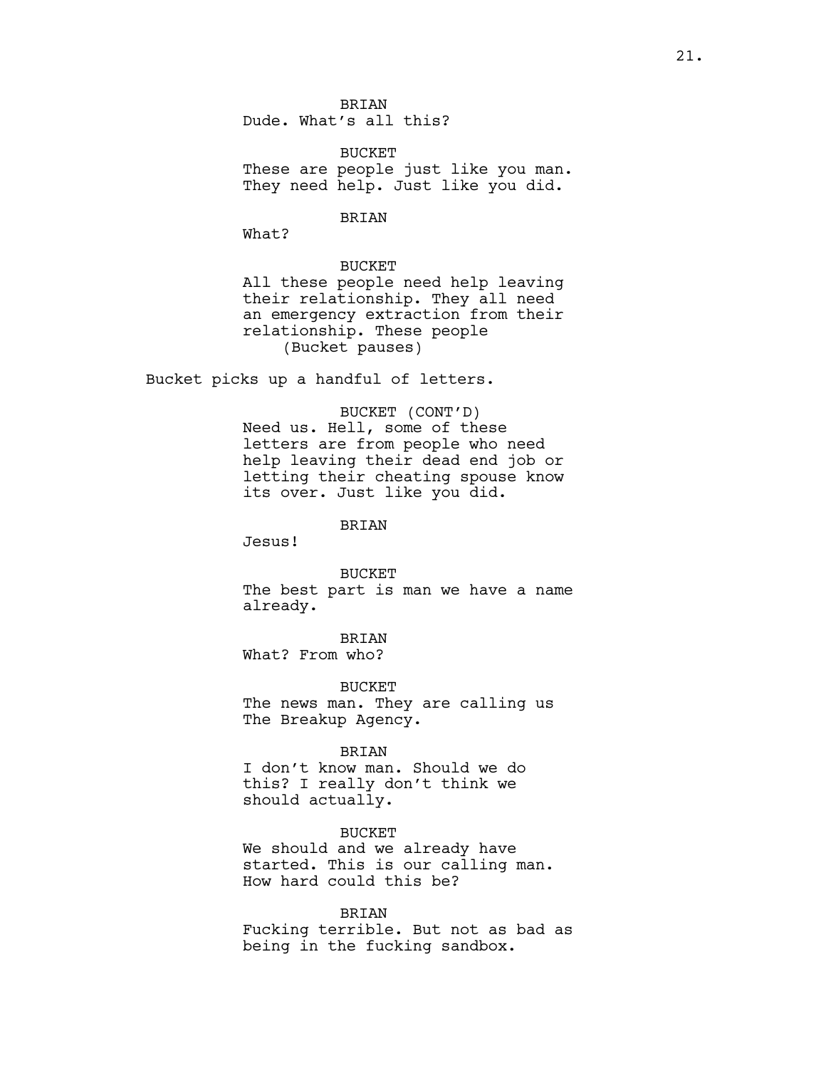BRIAN
Dude. What's all this?

BUCKET
These are people just like you man. They need help. Just like you did.

BRIAN
What?

BUCKET
All these people need help leaving their relationship. They all need an emergency extraction from their relationship. These people
(Bucket pauses)

Bucket picks up a handful of letters.

BUCKET (CONT'D)
Need us. Hell, some of these letters are from people who need help leaving their dead end job or letting their cheating spouse know its over. Just like you did.

BRIAN
Jesus!

BUCKET
The best part is man we have a name already.

BRIAN
What? From who?

BUCKET
The news man. They are calling us The Breakup Agency.

BRIAN
I don't know man. Should we do this? I really don't think we should actually.

BUCKET
We should and we already have started. This is our calling man. How hard could this be?

BRIAN
Fucking terrible. But not as bad as being in the fucking sandbox.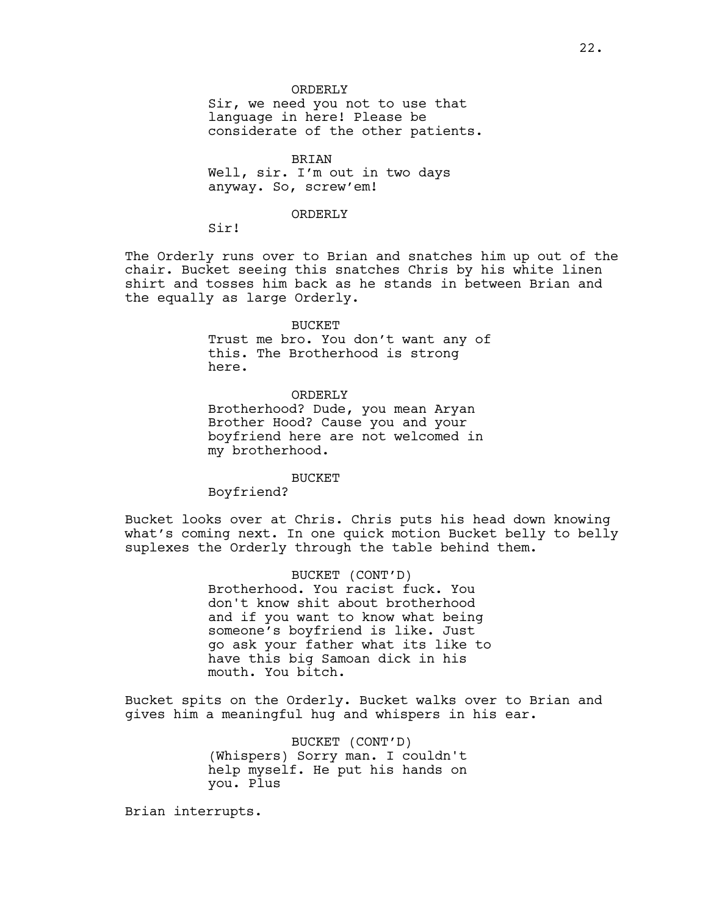ORDERLY
Sir, we need you not to use that language in here! Please be considerate of the other patients.

BRIAN
Well, sir. I'm out in two days anyway. So, screw'em!

ORDERLY
Sir!

The Orderly runs over to Brian and snatches him up out of the chair. Bucket seeing this snatches Chris by his white linen shirt and tosses him back as he stands in between Brian and the equally as large Orderly.

BUCKET
Trust me bro. You don't want any of this. The Brotherhood is strong here.

ORDERLY
Brotherhood? Dude, you mean Aryan Brother Hood? Cause you and your boyfriend here are not welcomed in my brotherhood.

BUCKET
Boyfriend?

Bucket looks over at Chris. Chris puts his head down knowing what's coming next. In one quick motion Bucket belly to belly suplexes the Orderly through the table behind them.

BUCKET (CONT'D)
Brotherhood. You racist fuck. You don't know shit about brotherhood and if you want to know what being someone's boyfriend is like. Just go ask your father what its like to have this big Samoan dick in his mouth. You bitch.

Bucket spits on the Orderly. Bucket walks over to Brian and gives him a meaningful hug and whispers in his ear.

BUCKET (CONT'D)
(Whispers) Sorry man. I couldn't help myself. He put his hands on you. Plus

Brian interrupts.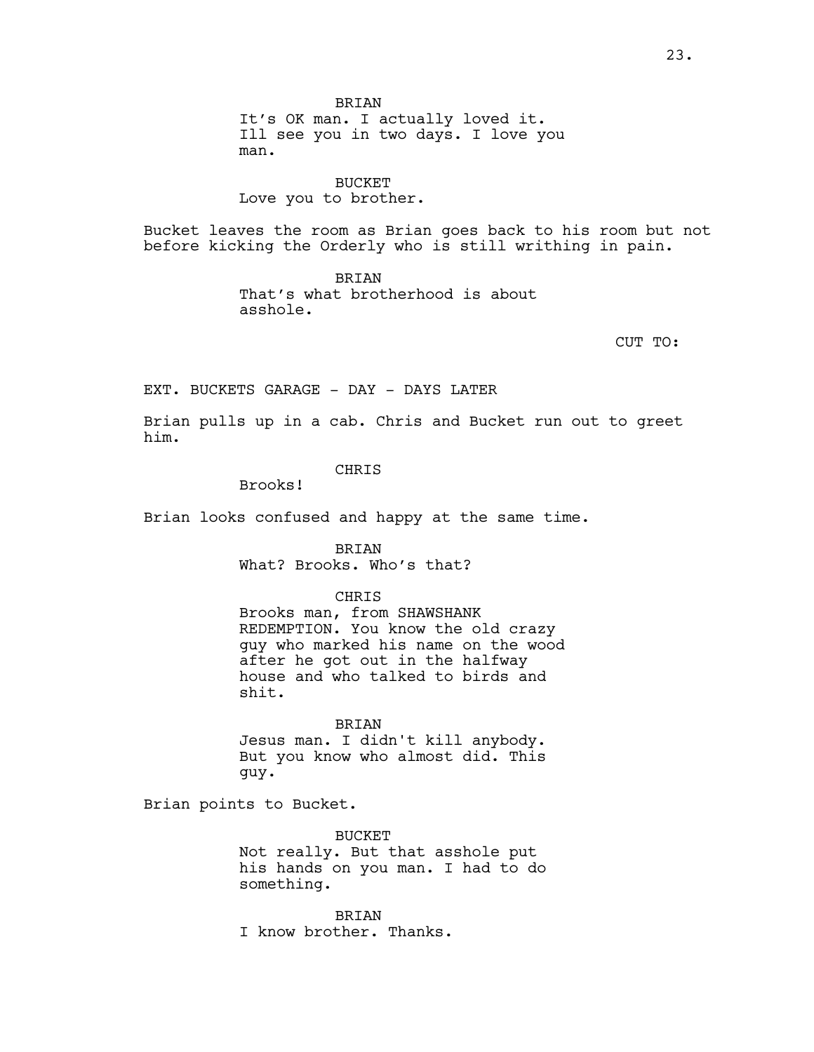BRIAN
It's OK man. I actually loved it. Ill see you in two days. I love you man.

BUCKET
Love you to brother.

Bucket leaves the room as Brian goes back to his room but not before kicking the Orderly who is still writhing in pain.

BRIAN
That's what brotherhood is about asshole.

CUT TO:

EXT. BUCKETS GARAGE - DAY - DAYS LATER

Brian pulls up in a cab. Chris and Bucket run out to greet him.

CHRIS
Brooks!

Brian looks confused and happy at the same time.

BRIAN
What? Brooks. Who's that?

CHRIS
Brooks man, from SHAWSHANK REDEMPTION. You know the old crazy guy who marked his name on the wood after he got out in the halfway house and who talked to birds and shit.

BRIAN
Jesus man. I didn't kill anybody. But you know who almost did. This guy.

Brian points to Bucket.

BUCKET
Not really. But that asshole put his hands on you man. I had to do something.

BRIAN
I know brother. Thanks.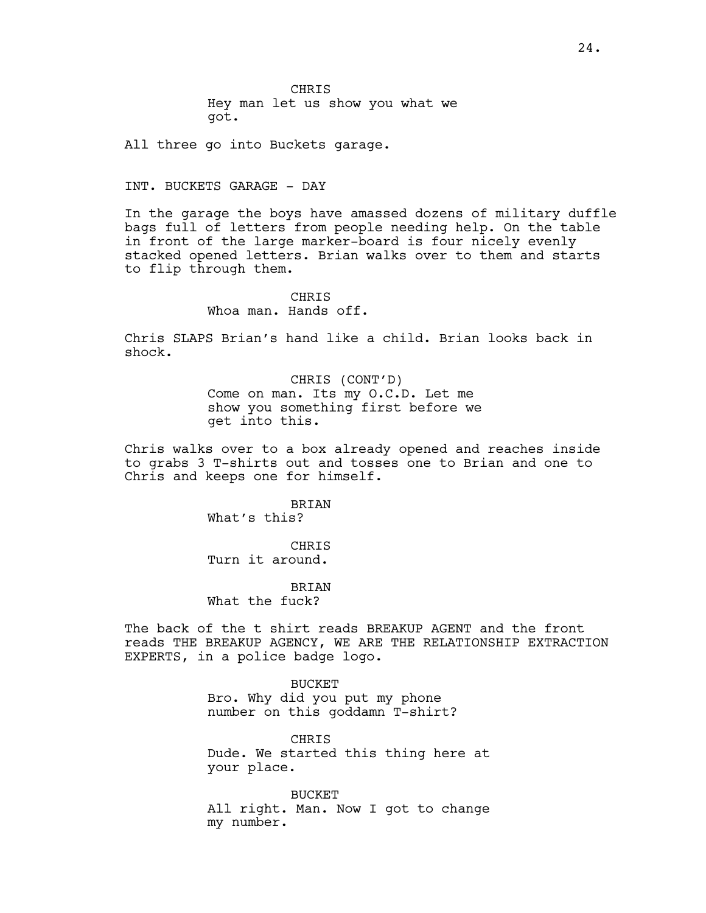CHRIS
Hey man let us show you what we got.

All three go into Buckets garage.

INT. BUCKETS GARAGE - DAY

In the garage the boys have amassed dozens of military duffle bags full of letters from people needing help. On the table in front of the large marker-board is four nicely evenly stacked opened letters. Brian walks over to them and starts to flip through them.

CHRIS
Whoa man. Hands off.

Chris SLAPS Brian's hand like a child. Brian looks back in shock.

CHRIS (CONT'D)
Come on man. Its my O.C.D. Let me show you something first before we get into this.

Chris walks over to a box already opened and reaches inside to grabs 3 T-shirts out and tosses one to Brian and one to Chris and keeps one for himself.

BRIAN
What's this?

CHRIS
Turn it around.

BRIAN
What the fuck?

The back of the t shirt reads BREAKUP AGENT and the front reads THE BREAKUP AGENCY, WE ARE THE RELATIONSHIP EXTRACTION EXPERTS, in a police badge logo.

BUCKET
Bro. Why did you put my phone number on this goddamn T-shirt?

CHRIS
Dude. We started this thing here at your place.

BUCKET
All right. Man. Now I got to change my number.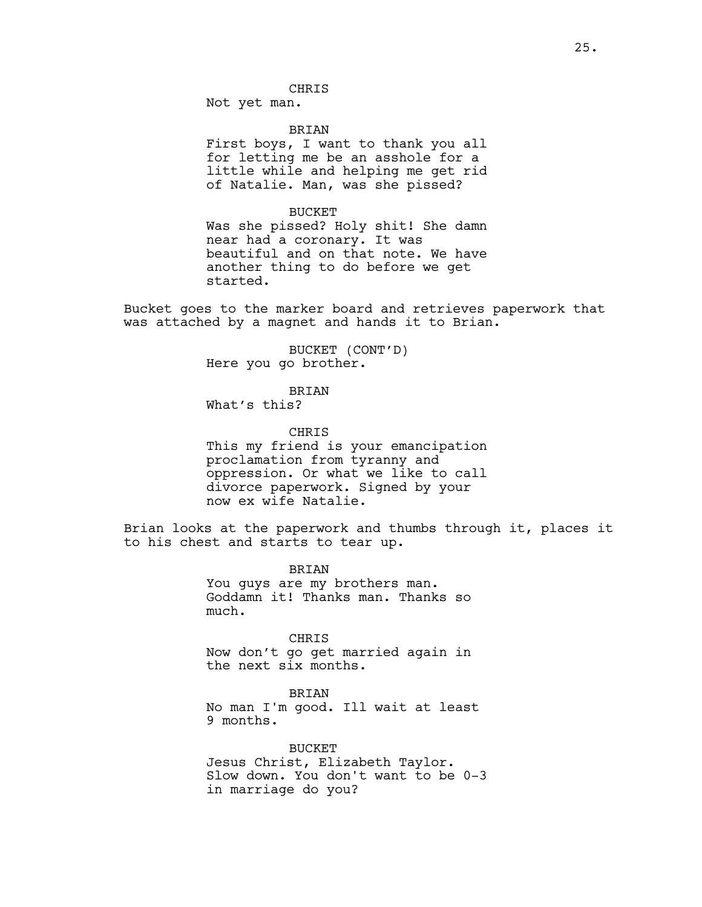CHRIS
Not yet man.

BRIAN
First boys, I want to thank you all for letting me be an asshole for a little while and helping me get rid of Natalie. Man, was she pissed?

BUCKET
Was she pissed? Holy shit! She damn near had a coronary. It was beautiful and on that note. We have another thing to do before we get started.

Bucket goes to the marker board and retrieves paperwork that was attached by a magnet and hands it to Brian.

BUCKET (CONT'D)
Here you go brother.

BRIAN
What's this?

CHRIS
This my friend is your emancipation proclamation from tyranny and oppression. Or what we like to call divorce paperwork. Signed by your now ex wife Natalie.

Brian looks at the paperwork and thumbs through it, places it to his chest and starts to tear up.

BRIAN
You guys are my brothers man. Goddamn it! Thanks man. Thanks so much.

CHRIS
Now don't go get married again in the next six months.

BRIAN
No man I'm good. Ill wait at least 9 months.

BUCKET
Jesus Christ, Elizabeth Taylor. Slow down. You don't want to be 0-3 in marriage do you?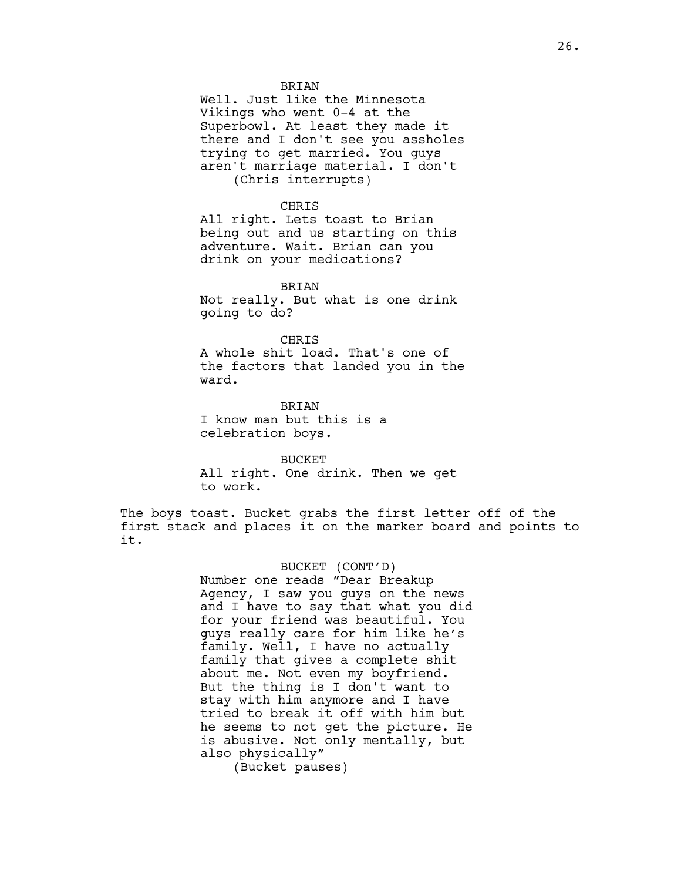BRIAN
Well. Just like the Minnesota Vikings who went 0-4 at the Superbowl. At least they made it there and I don't see you assholes trying to get married. You guys aren't marriage material. I don't
(Chris interrupts)

CHRIS
All right. Lets toast to Brian being out and us starting on this adventure. Wait. Brian can you drink on your medications?

BRIAN
Not really. But what is one drink going to do?

CHRIS
A whole shit load. That's one of the factors that landed you in the ward.

BRIAN
I know man but this is a celebration boys.

BUCKET
All right. One drink. Then we get to work.

The boys toast. Bucket grabs the first letter off of the first stack and places it on the marker board and points to it.

BUCKET (CONT'D)
Number one reads "Dear Breakup Agency, I saw you guys on the news and I have to say that what you did for your friend was beautiful. You guys really care for him like he's family. Well, I have no actually family that gives a complete shit about me. Not even my boyfriend. But the thing is I don't want to stay with him anymore and I have tried to break it off with him but he seems to not get the picture. He is abusive. Not only mentally, but also physically"
(Bucket pauses)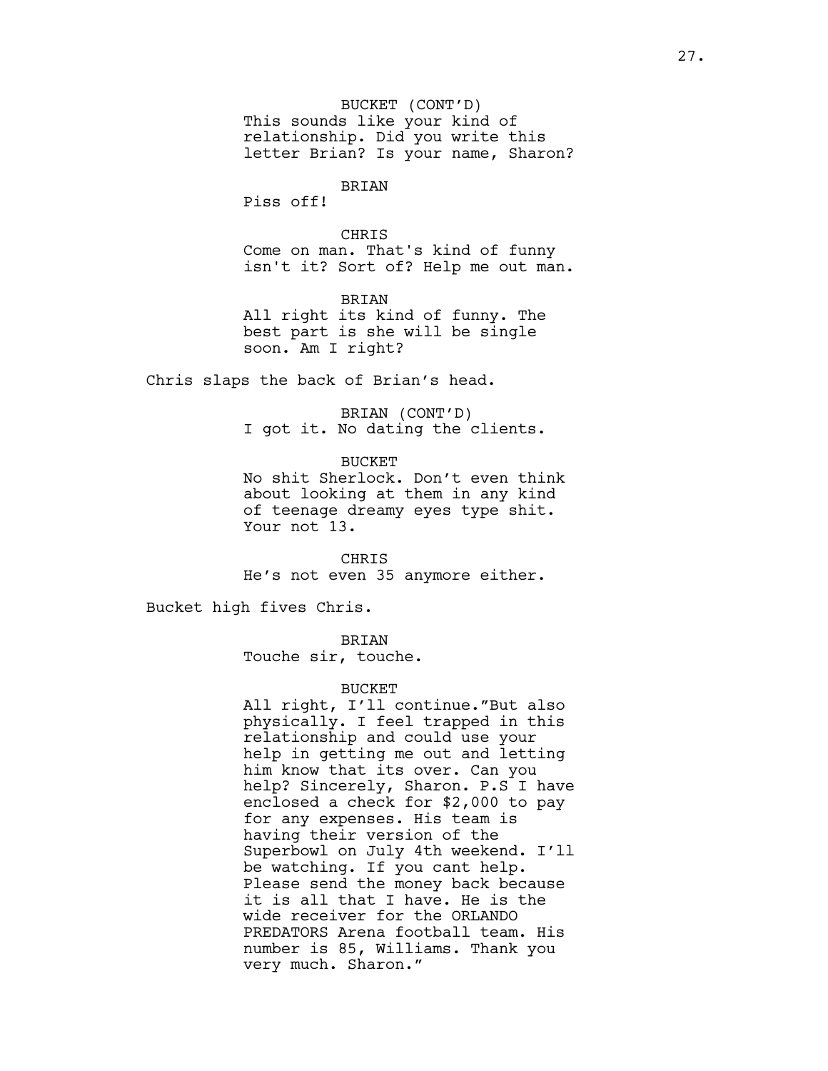BUCKET (CONT'D)
This sounds like your kind of relationship. Did you write this letter Brian? Is your name, Sharon?

BRIAN
Piss off!

CHRIS
Come on man. That's kind of funny isn't it? Sort of? Help me out man.

BRIAN
All right its kind of funny. The best part is she will be single soon. Am I right?

Chris slaps the back of Brian's head.

BRIAN (CONT'D)
I got it. No dating the clients.

BUCKET
No shit Sherlock. Don't even think about looking at them in any kind of teenage dreamy eyes type shit. Your not 13.

CHRIS
He's not even 35 anymore either.

Bucket high fives Chris.

BRIAN
Touche sir, touche.

BUCKET
All right, I'll continue."But also physically. I feel trapped in this relationship and could use your help in getting me out and letting him know that its over. Can you help? Sincerely, Sharon. P.S I have enclosed a check for $2,000 to pay for any expenses. His team is having their version of the Superbowl on July 4th weekend. I'll be watching. If you cant help. Please send the money back because it is all that I have. He is the wide receiver for the ORLANDO PREDATORS Arena football team. His number is 85, Williams. Thank you very much. Sharon."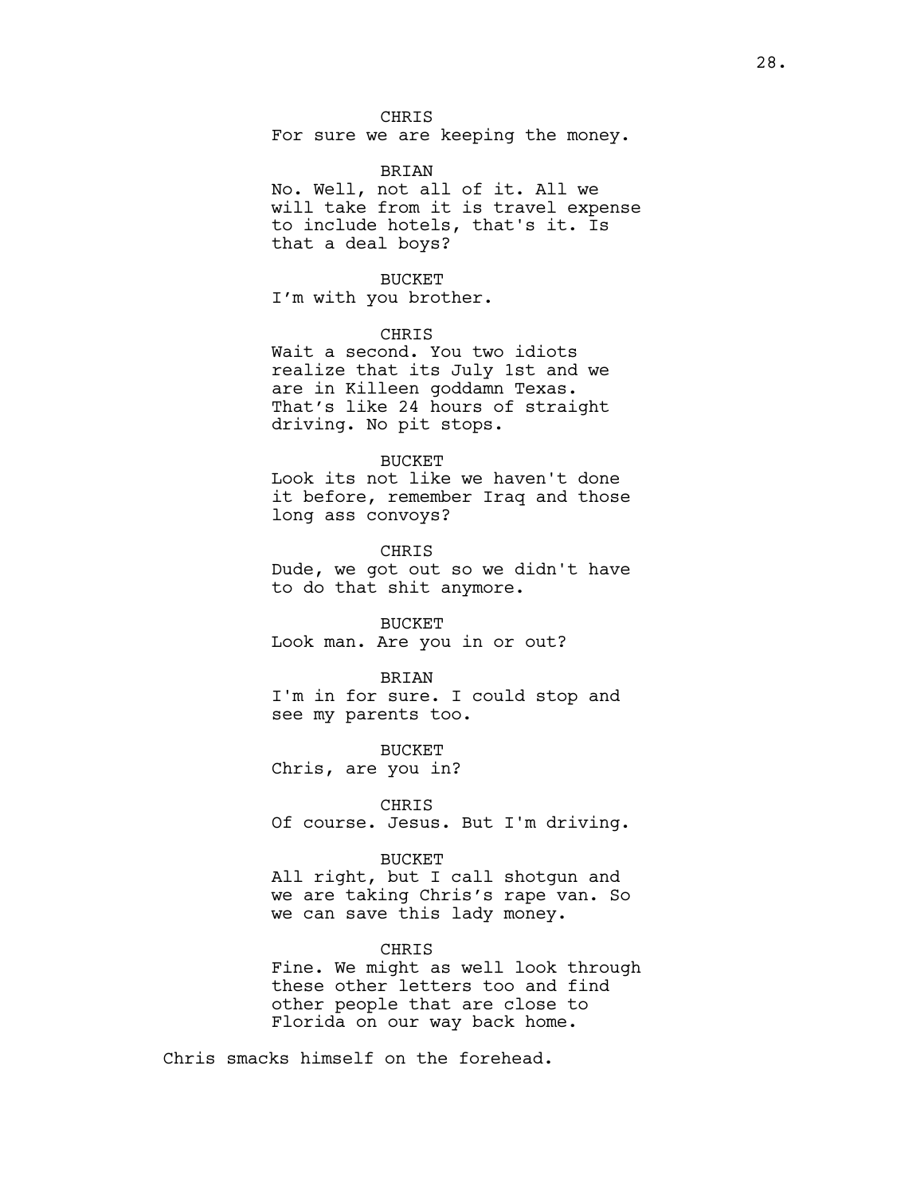CHRIS
For sure we are keeping the money.

BRIAN
No. Well, not all of it. All we will take from it is travel expense to include hotels, that's it. Is that a deal boys?

BUCKET
I'm with you brother.

CHRIS
Wait a second. You two idiots realize that its July 1st and we are in Killeen goddamn Texas. That's like 24 hours of straight driving. No pit stops.

BUCKET
Look its not like we haven't done it before, remember Iraq and those long ass convoys?

CHRIS
Dude, we got out so we didn't have to do that shit anymore.

BUCKET
Look man. Are you in or out?

BRIAN
I'm in for sure. I could stop and see my parents too.

BUCKET
Chris, are you in?

CHRIS
Of course. Jesus. But I'm driving.

BUCKET
All right, but I call shotgun and we are taking Chris's rape van. So we can save this lady money.

CHRIS
Fine. We might as well look through these other letters too and find other people that are close to Florida on our way back home.

Chris smacks himself on the forehead.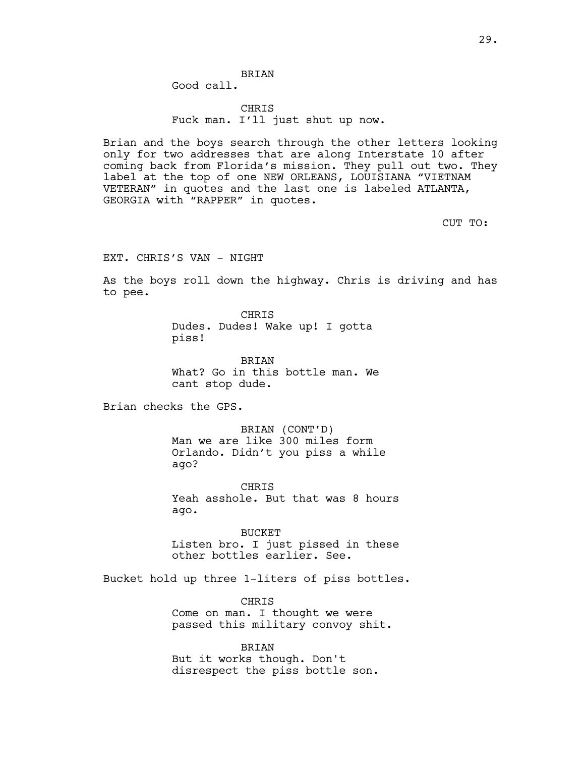BRIAN
Good call.

CHRIS
Fuck man. I'll just shut up now.

Brian and the boys search through the other letters looking only for two addresses that are along Interstate 10 after coming back from Florida's mission. They pull out two. They label at the top of one NEW ORLEANS, LOUISIANA "VIETNAM VETERAN" in quotes and the last one is labeled ATLANTA, GEORGIA with "RAPPER" in quotes.

CUT TO:

EXT. CHRIS'S VAN - NIGHT

As the boys roll down the highway. Chris is driving and has to pee.

CHRIS
Dudes. Dudes! Wake up! I gotta piss!

BRIAN
What? Go in this bottle man. We cant stop dude.

Brian checks the GPS.

BRIAN (CONT'D)
Man we are like 300 miles form Orlando. Didn't you piss a while ago?

CHRIS
Yeah asshole. But that was 8 hours ago.

BUCKET
Listen bro. I just pissed in these other bottles earlier. See.

Bucket hold up three 1-liters of piss bottles.

CHRIS
Come on man. I thought we were passed this military convoy shit.

BRIAN
But it works though. Don't disrespect the piss bottle son.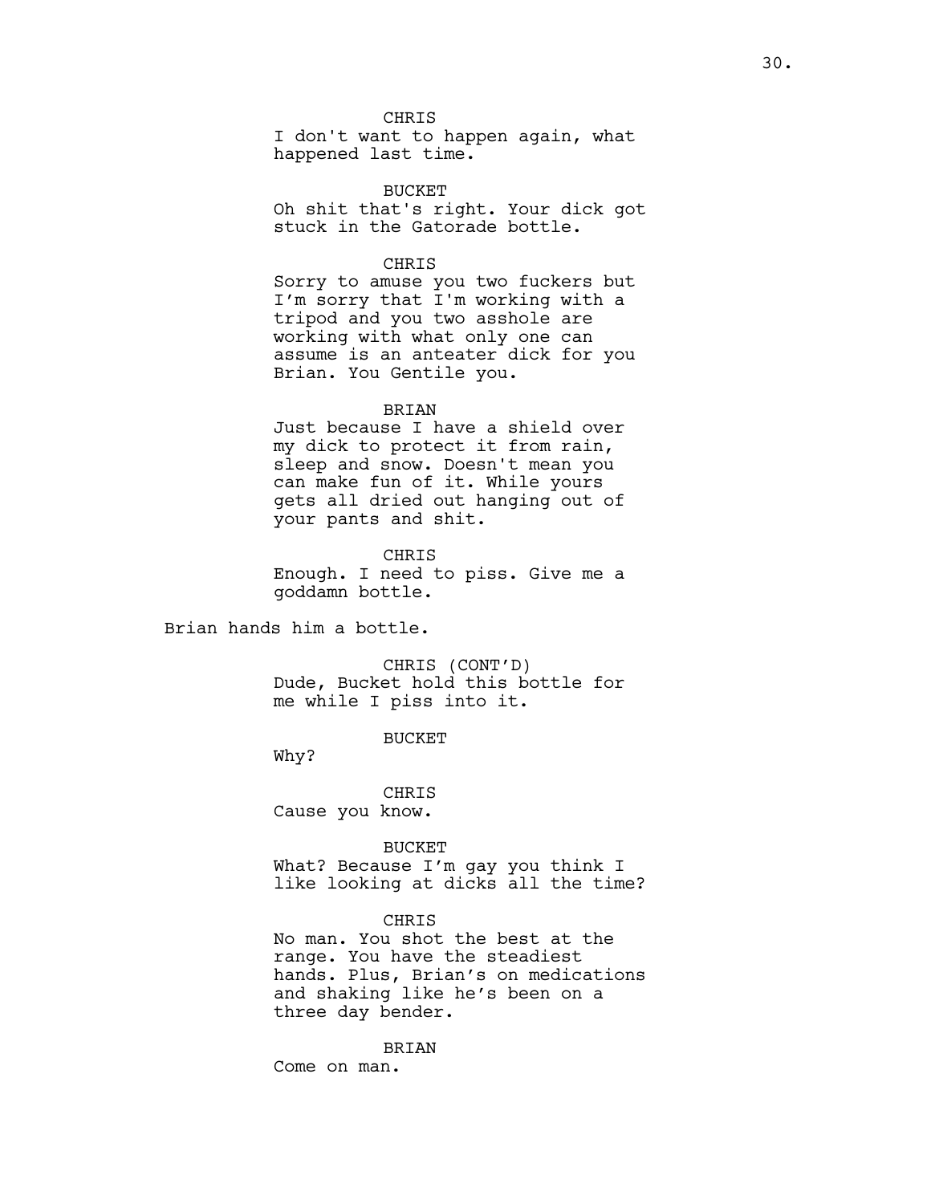CHRIS

I don't want to happen again, what happened last time.

BUCKET

Oh shit that's right. Your dick got stuck in the Gatorade bottle.

CHRIS

Sorry to amuse you two fuckers but I'm sorry that I'm working with a tripod and you two asshole are working with what only one can assume is an anteater dick for you Brian. You Gentile you.

BRIAN

Just because I have a shield over my dick to protect it from rain, sleep and snow. Doesn't mean you can make fun of it. While yours gets all dried out hanging out of your pants and shit.

CHRIS

Enough. I need to piss. Give me a goddamn bottle.

Brian hands him a bottle.

CHRIS (CONT'D)

Dude, Bucket hold this bottle for me while I piss into it.

BUCKET

Why?

CHRIS

Cause you know.

BUCKET

What? Because I'm gay you think I like looking at dicks all the time?

CHRIS

No man. You shot the best at the range. You have the steadiest hands. Plus, Brian's on medications and shaking like he's been on a three day bender.

BRIAN

Come on man.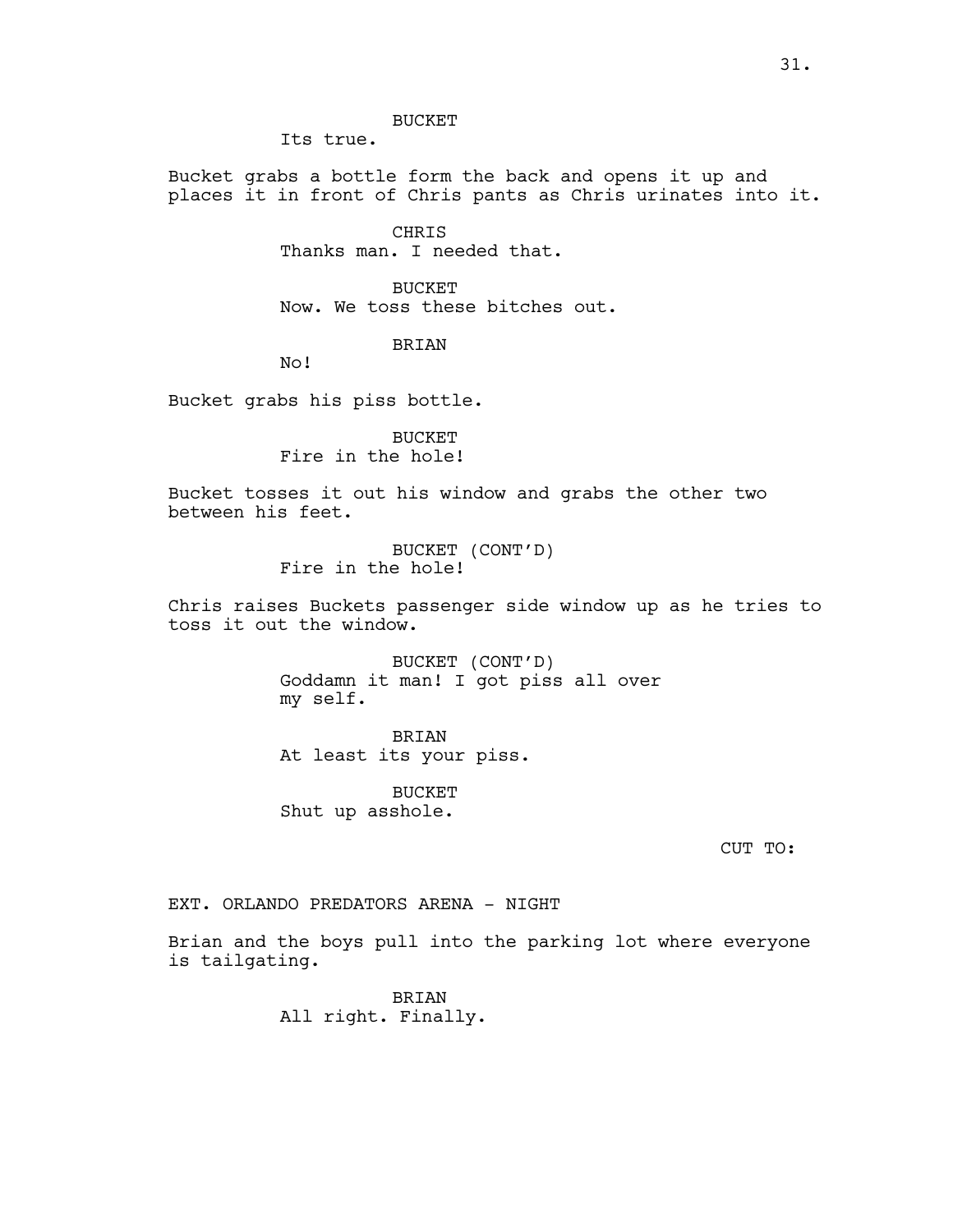BUCKET
Its true.

Bucket grabs a bottle form the back and opens it up and places it in front of Chris pants as Chris urinates into it.

CHRIS
Thanks man. I needed that.

BUCKET
Now. We toss these bitches out.

BRIAN
No!

Bucket grabs his piss bottle.

BUCKET
Fire in the hole!

Bucket tosses it out his window and grabs the other two between his feet.

BUCKET (CONT'D)
Fire in the hole!

Chris raises Buckets passenger side window up as he tries to toss it out the window.

BUCKET (CONT'D)
Goddamn it man! I got piss all over my self.

BRIAN
At least its your piss.

BUCKET
Shut up asshole.

CUT TO:

EXT. ORLANDO PREDATORS ARENA - NIGHT

Brian and the boys pull into the parking lot where everyone is tailgating.

BRIAN
All right. Finally.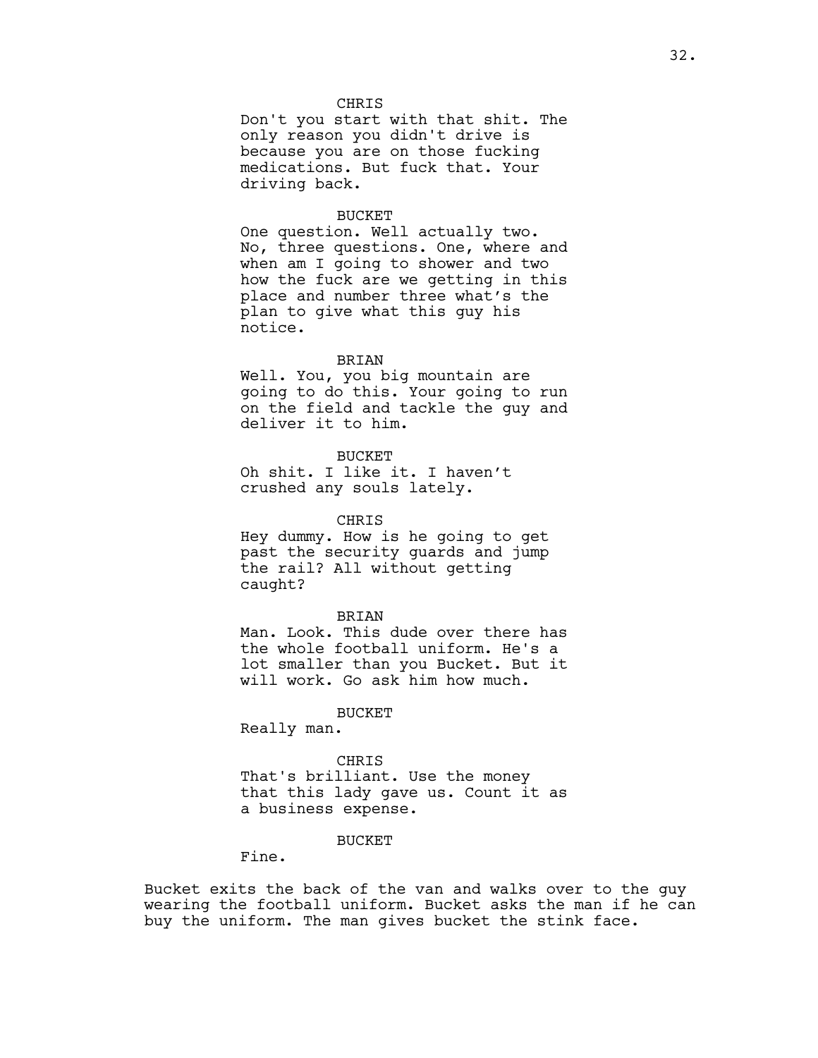CHRIS

Don't you start with that shit. The only reason you didn't drive is because you are on those fucking medications. But fuck that. Your driving back.

BUCKET

One question. Well actually two. No, three questions. One, where and when am I going to shower and two how the fuck are we getting in this place and number three what's the plan to give what this guy his notice.

BRIAN

Well. You, you big mountain are going to do this. Your going to run on the field and tackle the guy and deliver it to him.

BUCKET

Oh shit. I like it. I haven't crushed any souls lately.

CHRIS

Hey dummy. How is he going to get past the security guards and jump the rail? All without getting caught?

BRIAN

Man. Look. This dude over there has the whole football uniform. He's a lot smaller than you Bucket. But it will work. Go ask him how much.

BUCKET

Really man.

CHRIS

That's brilliant. Use the money that this lady gave us. Count it as a business expense.

BUCKET

Fine.

Bucket exits the back of the van and walks over to the guy wearing the football uniform. Bucket asks the man if he can buy the uniform. The man gives bucket the stink face.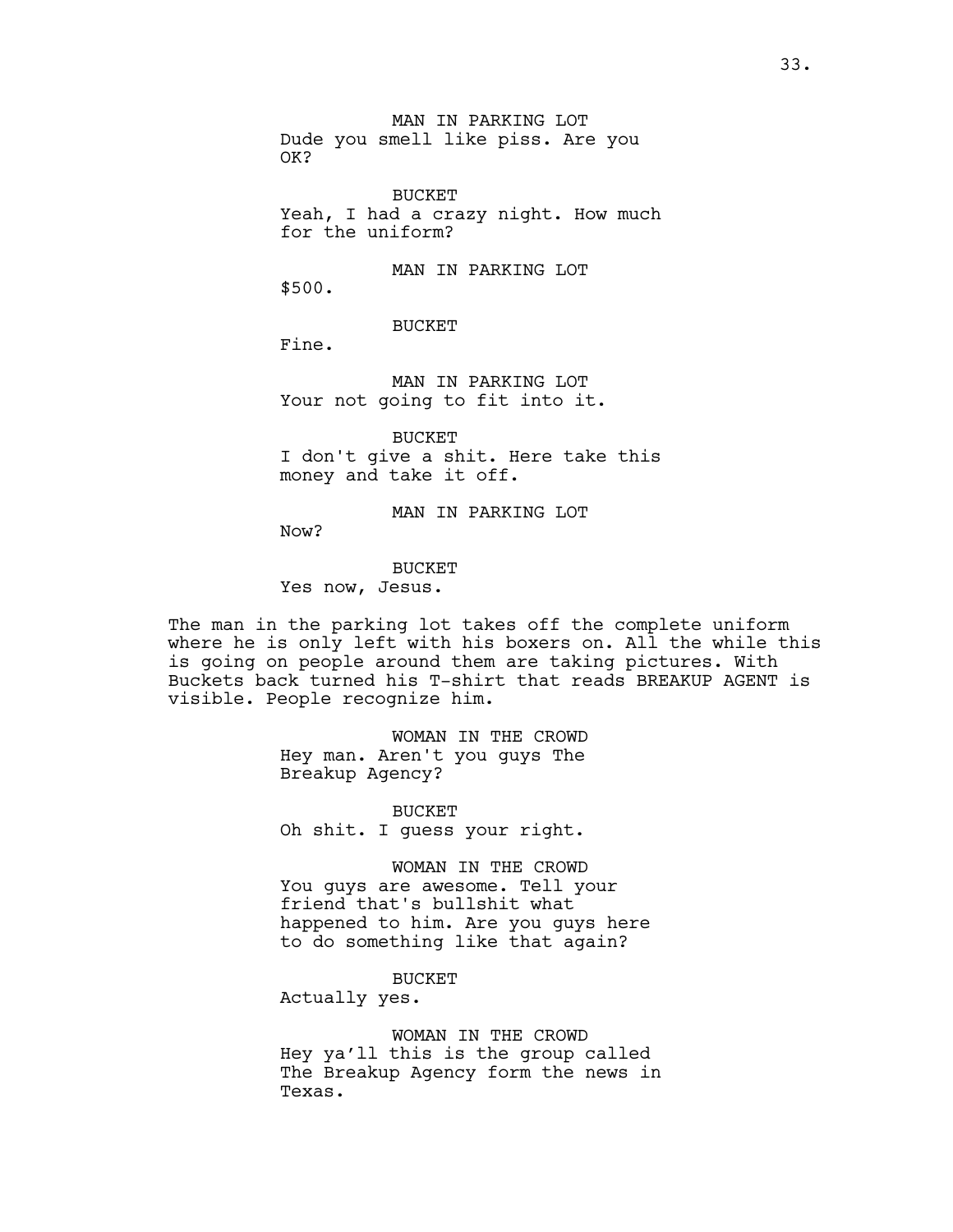MAN IN PARKING LOT
Dude you smell like piss. Are you OK?

BUCKET
Yeah, I had a crazy night. How much for the uniform?

MAN IN PARKING LOT
$500.

BUCKET
Fine.

MAN IN PARKING LOT
Your not going to fit into it.

BUCKET
I don't give a shit. Here take this money and take it off.

MAN IN PARKING LOT
Now?

BUCKET
Yes now, Jesus.

The man in the parking lot takes off the complete uniform where he is only left with his boxers on. All the while this is going on people around them are taking pictures. With Buckets back turned his T-shirt that reads BREAKUP AGENT is visible. People recognize him.

WOMAN IN THE CROWD
Hey man. Aren't you guys The Breakup Agency?

BUCKET
Oh shit. I guess your right.

WOMAN IN THE CROWD
You guys are awesome. Tell your friend that's bullshit what happened to him. Are you guys here to do something like that again?

BUCKET
Actually yes.

WOMAN IN THE CROWD
Hey ya'll this is the group called The Breakup Agency form the news in Texas.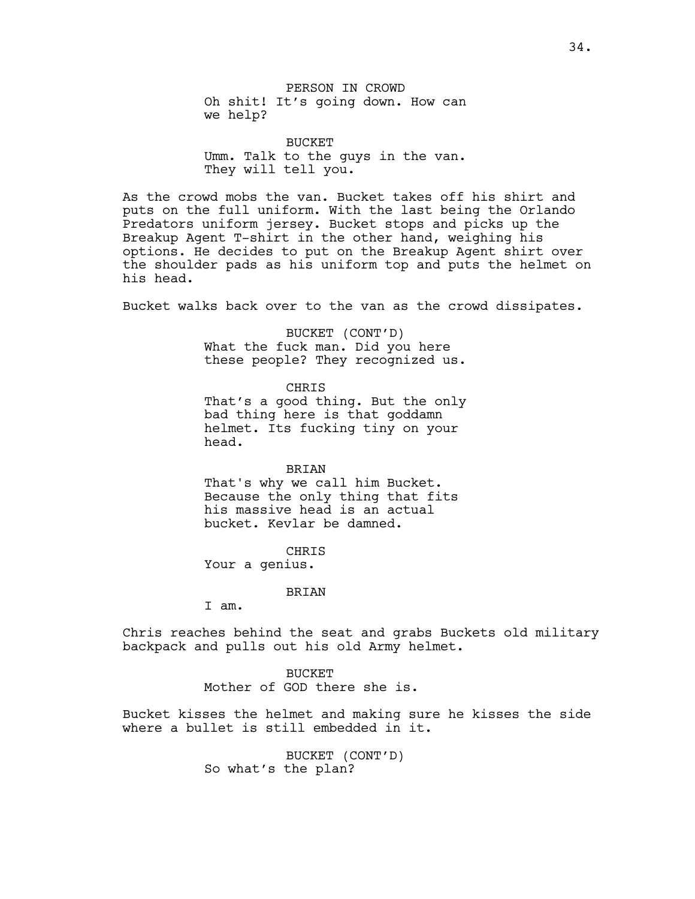PERSON IN CROWD
Oh shit! It's going down. How can we help?

BUCKET
Umm. Talk to the guys in the van. They will tell you.

As the crowd mobs the van. Bucket takes off his shirt and puts on the full uniform. With the last being the Orlando Predators uniform jersey. Bucket stops and picks up the Breakup Agent T-shirt in the other hand, weighing his options. He decides to put on the Breakup Agent shirt over the shoulder pads as his uniform top and puts the helmet on his head.

Bucket walks back over to the van as the crowd dissipates.

BUCKET (CONT'D)
What the fuck man. Did you here these people? They recognized us.

CHRIS
That's a good thing. But the only bad thing here is that goddamn helmet. Its fucking tiny on your head.

BRIAN
That's why we call him Bucket. Because the only thing that fits his massive head is an actual bucket. Kevlar be damned.

CHRIS
Your a genius.

BRIAN
I am.

Chris reaches behind the seat and grabs Buckets old military backpack and pulls out his old Army helmet.

BUCKET
Mother of GOD there she is.

Bucket kisses the helmet and making sure he kisses the side where a bullet is still embedded in it.

BUCKET (CONT'D)
So what's the plan?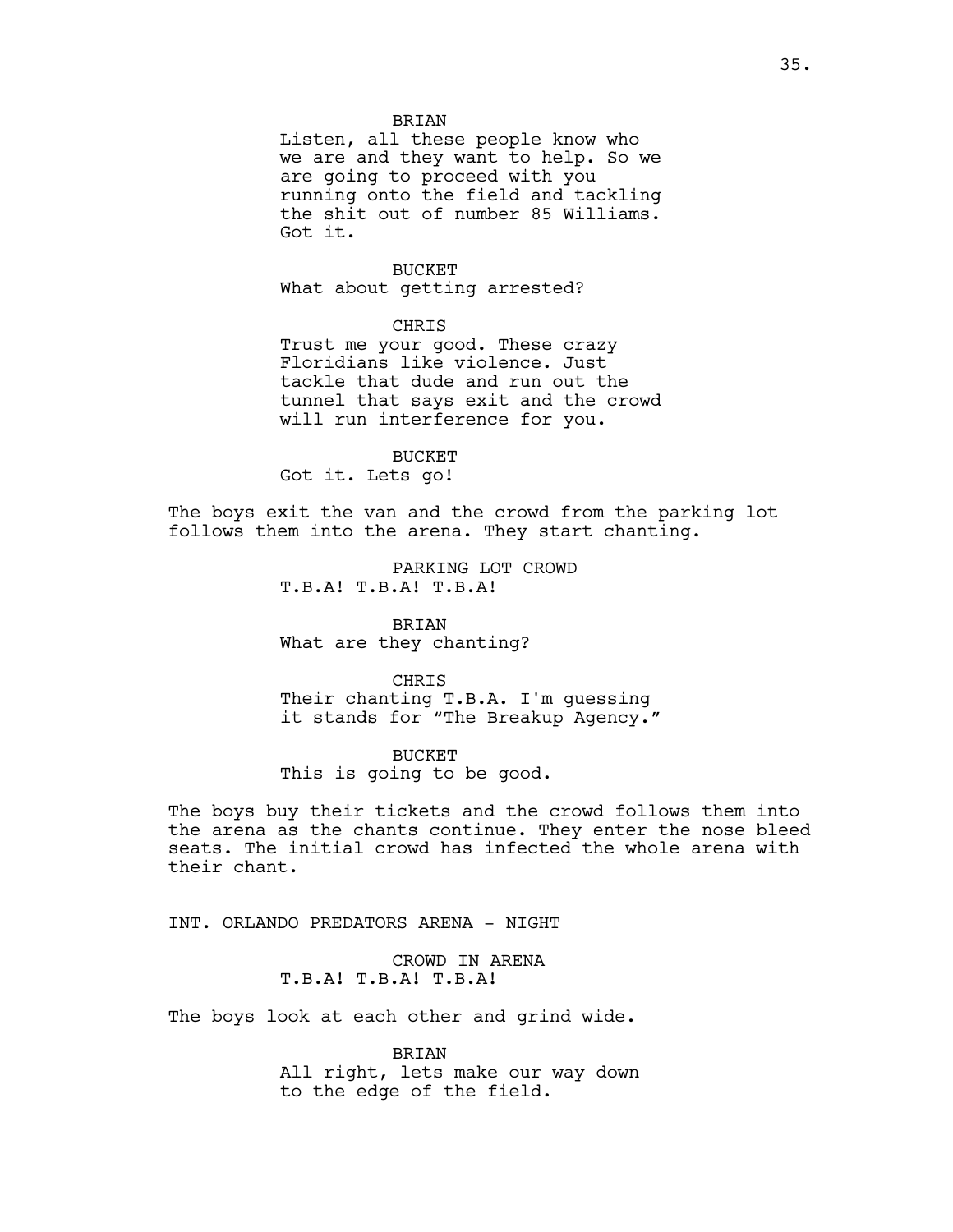BRIAN
Listen, all these people know who we are and they want to help. So we are going to proceed with you running onto the field and tackling the shit out of number 85 Williams. Got it.

BUCKET
What about getting arrested?

CHRIS
Trust me your good. These crazy Floridians like violence. Just tackle that dude and run out the tunnel that says exit and the crowd will run interference for you.

BUCKET
Got it. Lets go!

The boys exit the van and the crowd from the parking lot follows them into the arena. They start chanting.

PARKING LOT CROWD
T.B.A! T.B.A! T.B.A!

BRIAN
What are they chanting?

CHRIS
Their chanting T.B.A. I'm guessing it stands for "The Breakup Agency."

BUCKET
This is going to be good.

The boys buy their tickets and the crowd follows them into the arena as the chants continue. They enter the nose bleed seats. The initial crowd has infected the whole arena with their chant.

INT. ORLANDO PREDATORS ARENA - NIGHT

CROWD IN ARENA
T.B.A! T.B.A! T.B.A!

The boys look at each other and grind wide.

BRIAN
All right, lets make our way down to the edge of the field.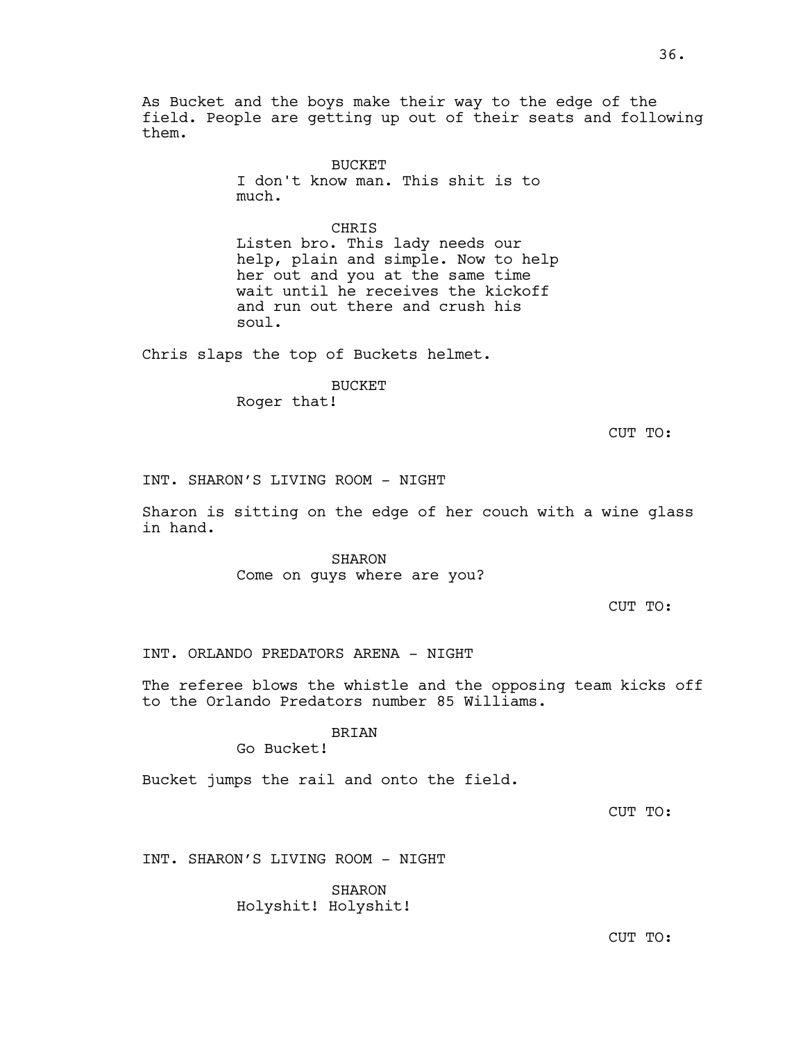As Bucket and the boys make their way to the edge of the field. People are getting up out of their seats and following them.

BUCKET
I don't know man. This shit is to much.

CHRIS
Listen bro. This lady needs our help, plain and simple. Now to help her out and you at the same time wait until he receives the kickoff and run out there and crush his soul.

Chris slaps the top of Buckets helmet.

BUCKET
Roger that!

CUT TO:

INT. SHARON'S LIVING ROOM - NIGHT

Sharon is sitting on the edge of her couch with a wine glass in hand.

SHARON
Come on guys where are you?

CUT TO:

INT. ORLANDO PREDATORS ARENA - NIGHT

The referee blows the whistle and the opposing team kicks off to the Orlando Predators number 85 Williams.

BRIAN
Go Bucket!

Bucket jumps the rail and onto the field.

CUT TO:

INT. SHARON'S LIVING ROOM - NIGHT

SHARON
Holyshit! Holyshit!

CUT TO: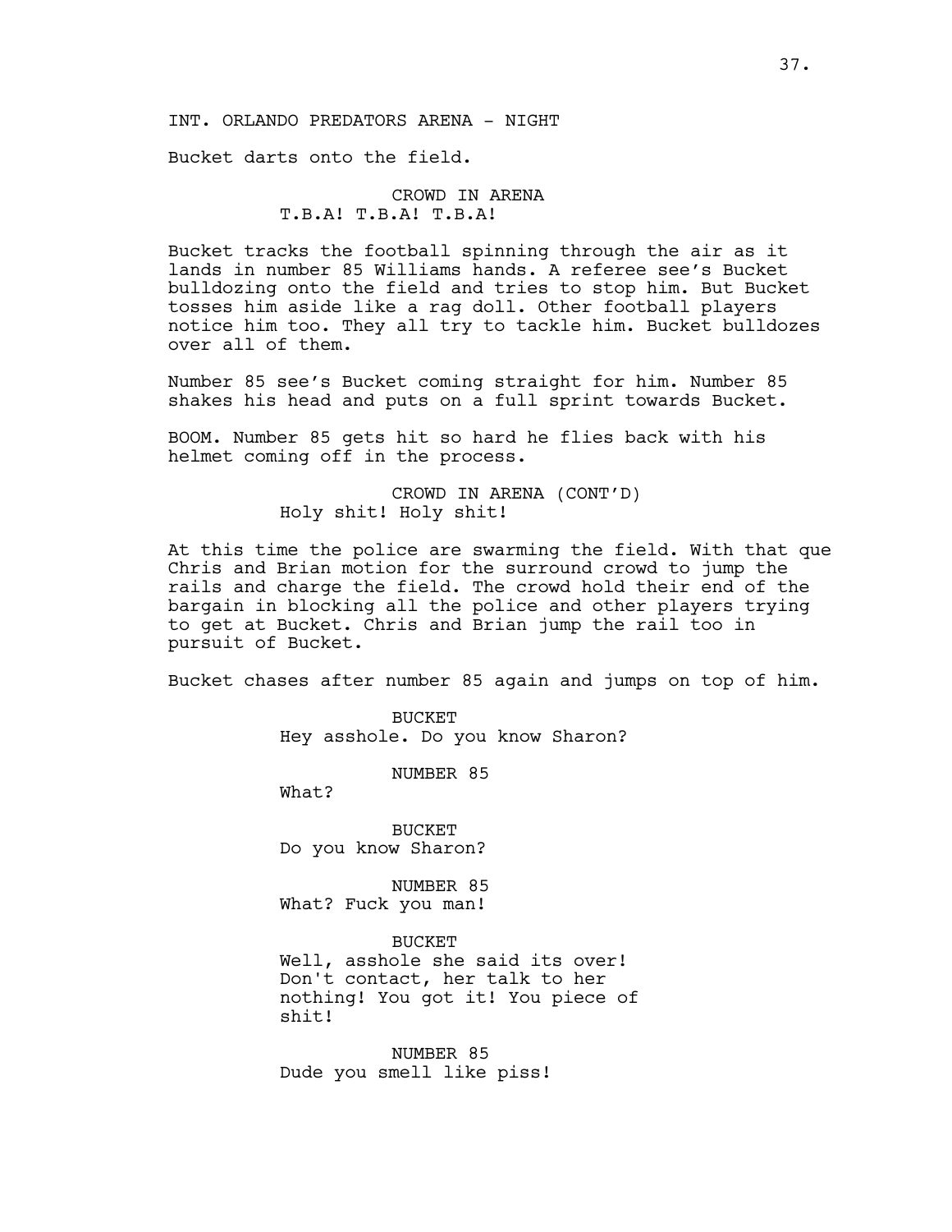INT. ORLANDO PREDATORS ARENA - NIGHT

Bucket darts onto the field.

CROWD IN ARENA
T.B.A! T.B.A! T.B.A!

Bucket tracks the football spinning through the air as it lands in number 85 Williams hands. A referee see's Bucket bulldozing onto the field and tries to stop him. But Bucket tosses him aside like a rag doll. Other football players notice him too. They all try to tackle him. Bucket bulldozes over all of them.

Number 85 see's Bucket coming straight for him. Number 85 shakes his head and puts on a full sprint towards Bucket.

BOOM. Number 85 gets hit so hard he flies back with his helmet coming off in the process.

CROWD IN ARENA (CONT'D)
Holy shit! Holy shit!

At this time the police are swarming the field. With that que Chris and Brian motion for the surround crowd to jump the rails and charge the field. The crowd hold their end of the bargain in blocking all the police and other players trying to get at Bucket. Chris and Brian jump the rail too in pursuit of Bucket.

Bucket chases after number 85 again and jumps on top of him.

BUCKET
Hey asshole. Do you know Sharon?

NUMBER 85
What?

BUCKET
Do you know Sharon?

NUMBER 85
What? Fuck you man!

BUCKET
Well, asshole she said its over! Don't contact, her talk to her nothing! You got it! You piece of shit!

NUMBER 85
Dude you smell like piss!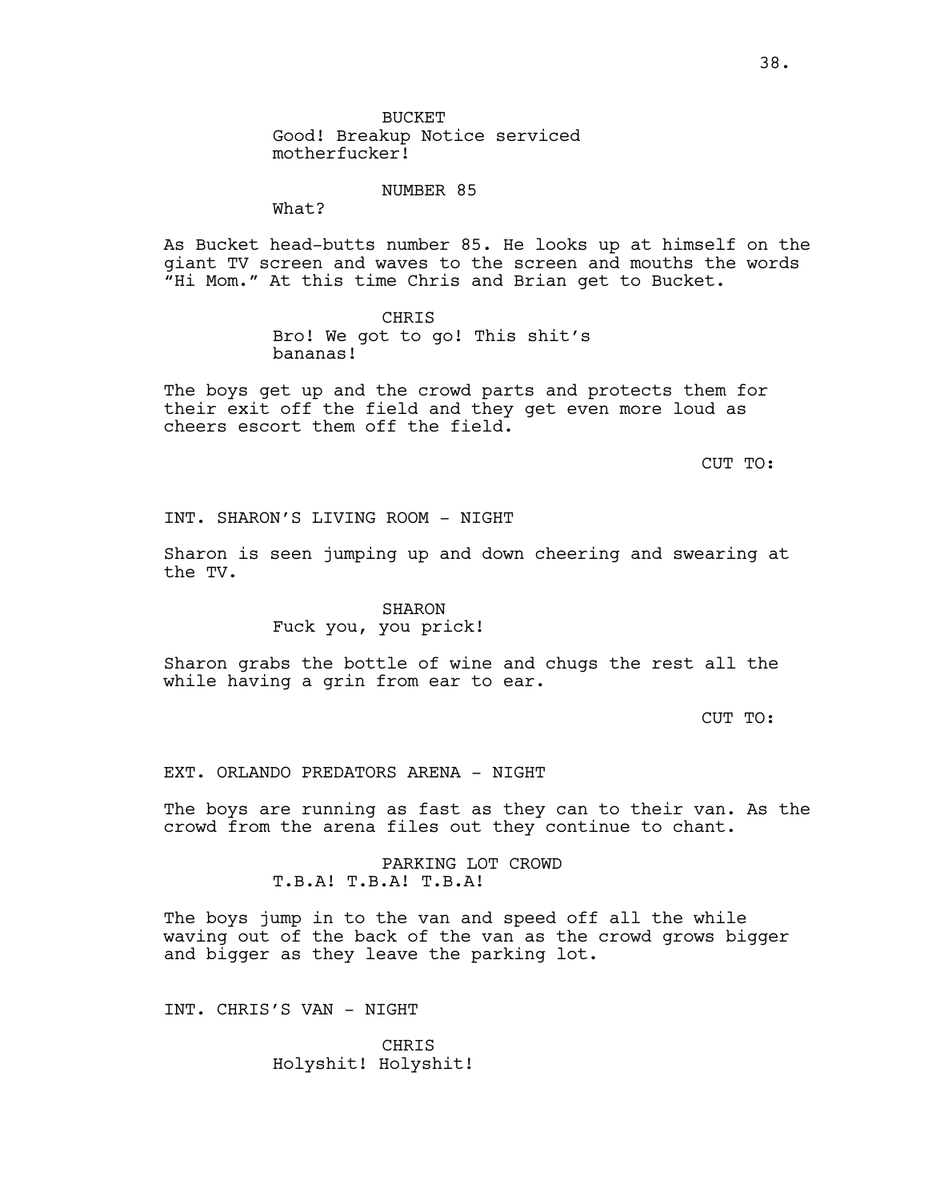BUCKET
Good! Breakup Notice serviced motherfucker!

NUMBER 85
What?

As Bucket head-butts number 85. He looks up at himself on the giant TV screen and waves to the screen and mouths the words "Hi Mom." At this time Chris and Brian get to Bucket.

CHRIS
Bro! We got to go! This shit's bananas!

The boys get up and the crowd parts and protects them for their exit off the field and they get even more loud as cheers escort them off the field.

CUT TO:

INT. SHARON'S LIVING ROOM - NIGHT

Sharon is seen jumping up and down cheering and swearing at the TV.

SHARON
Fuck you, you prick!

Sharon grabs the bottle of wine and chugs the rest all the while having a grin from ear to ear.

CUT TO:

EXT. ORLANDO PREDATORS ARENA - NIGHT

The boys are running as fast as they can to their van. As the crowd from the arena files out they continue to chant.

PARKING LOT CROWD
T.B.A! T.B.A! T.B.A!

The boys jump in to the van and speed off all the while waving out of the back of the van as the crowd grows bigger and bigger as they leave the parking lot.

INT. CHRIS'S VAN - NIGHT

CHRIS
Holyshit! Holyshit!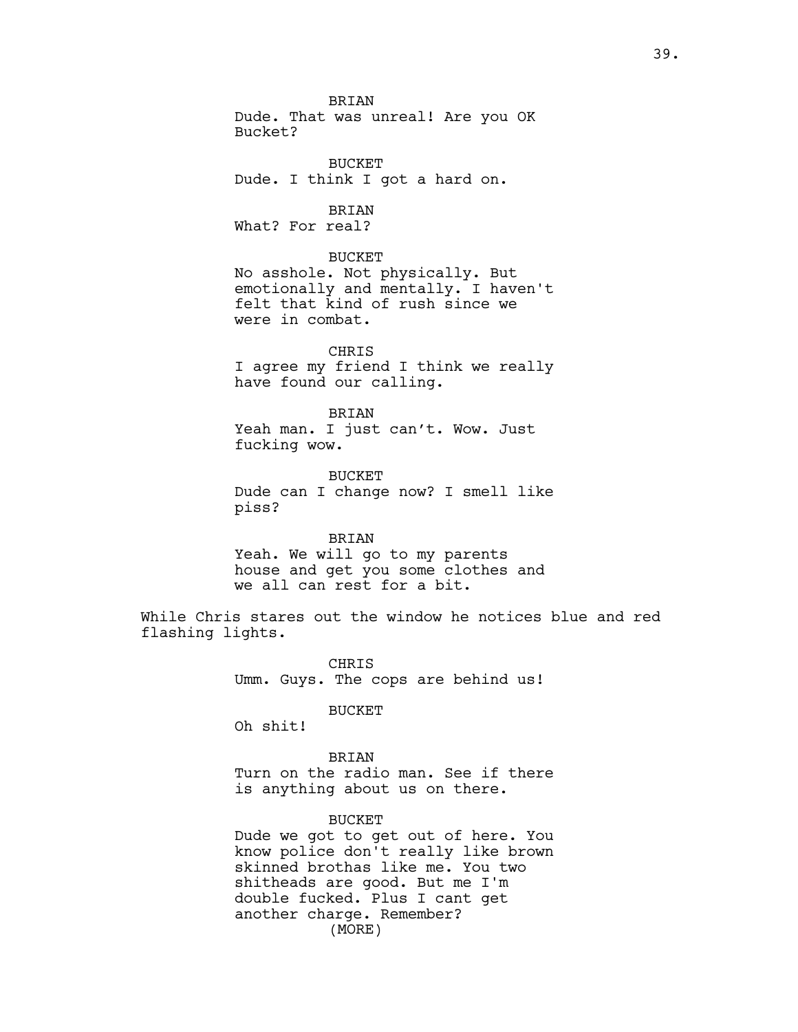BRIAN
Dude. That was unreal! Are you OK Bucket?

BUCKET
Dude. I think I got a hard on.

BRIAN
What? For real?

BUCKET
No asshole. Not physically. But emotionally and mentally. I haven't felt that kind of rush since we were in combat.

CHRIS
I agree my friend I think we really have found our calling.

BRIAN
Yeah man. I just can’t. Wow. Just fucking wow.

BUCKET
Dude can I change now? I smell like piss?

BRIAN
Yeah. We will go to my parents house and get you some clothes and we all can rest for a bit.

While Chris stares out the window he notices blue and red flashing lights.

CHRIS
Umm. Guys. The cops are behind us!

BUCKET
Oh shit!

BRIAN
Turn on the radio man. See if there is anything about us on there.

BUCKET
Dude we got to get out of here. You know police don't really like brown skinned brothas like me. You two shitheads are good. But me I'm double fucked. Plus I cant get another charge. Remember?
(MORE)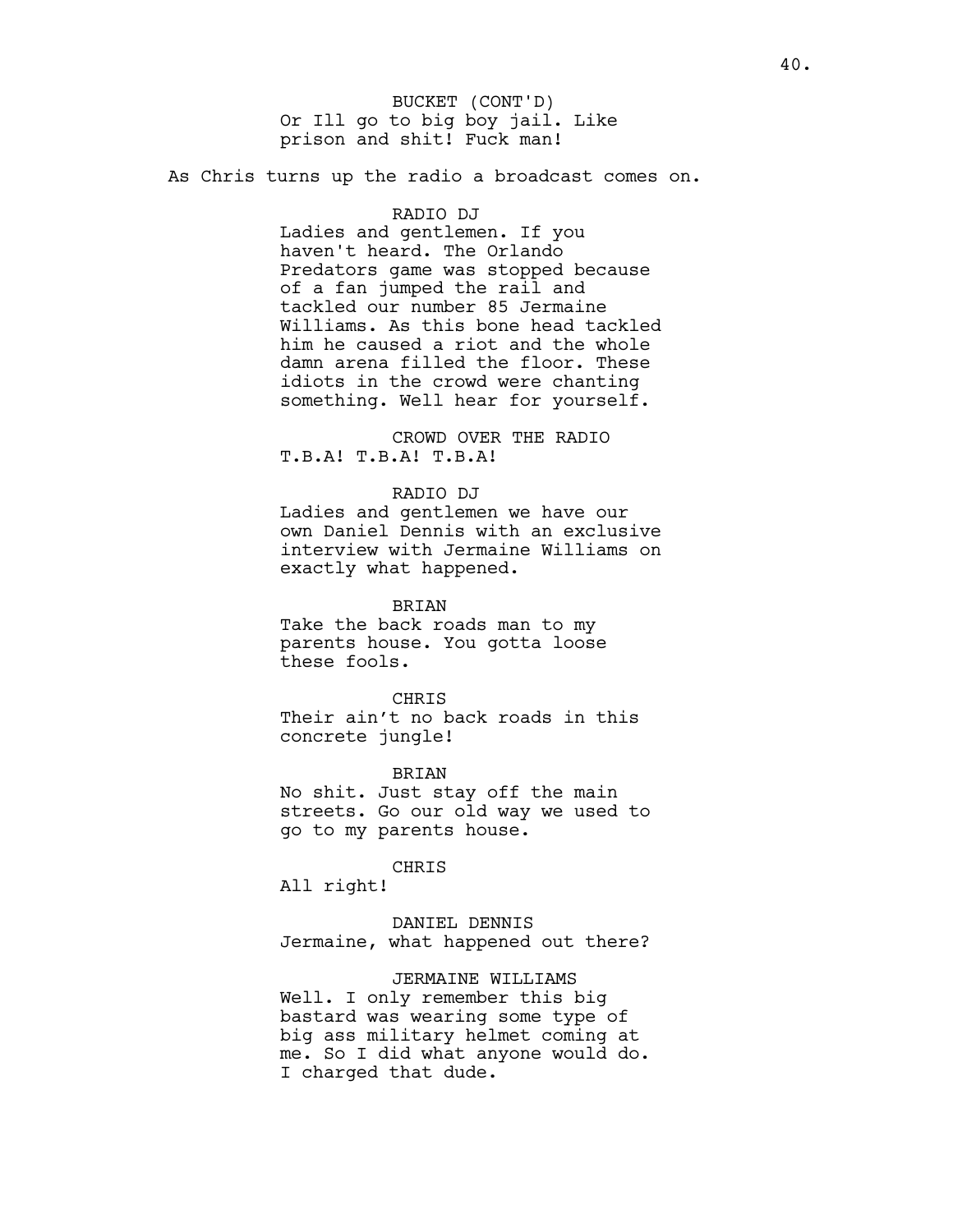BUCKET (CONT'D)
Or Ill go to big boy jail. Like prison and shit! Fuck man!

As Chris turns up the radio a broadcast comes on.

RADIO DJ
Ladies and gentlemen. If you haven't heard. The Orlando Predators game was stopped because of a fan jumped the rail and tackled our number 85 Jermaine Williams. As this bone head tackled him he caused a riot and the whole damn arena filled the floor. These idiots in the crowd were chanting something. Well hear for yourself.

CROWD OVER THE RADIO
T.B.A! T.B.A! T.B.A!

RADIO DJ
Ladies and gentlemen we have our own Daniel Dennis with an exclusive interview with Jermaine Williams on exactly what happened.

BRIAN
Take the back roads man to my parents house. You gotta loose these fools.

CHRIS
Their ain't no back roads in this concrete jungle!

BRIAN
No shit. Just stay off the main streets. Go our old way we used to go to my parents house.

CHRIS
All right!

DANIEL DENNIS
Jermaine, what happened out there?

JERMAINE WILLIAMS
Well. I only remember this big bastard was wearing some type of big ass military helmet coming at me. So I did what anyone would do. I charged that dude.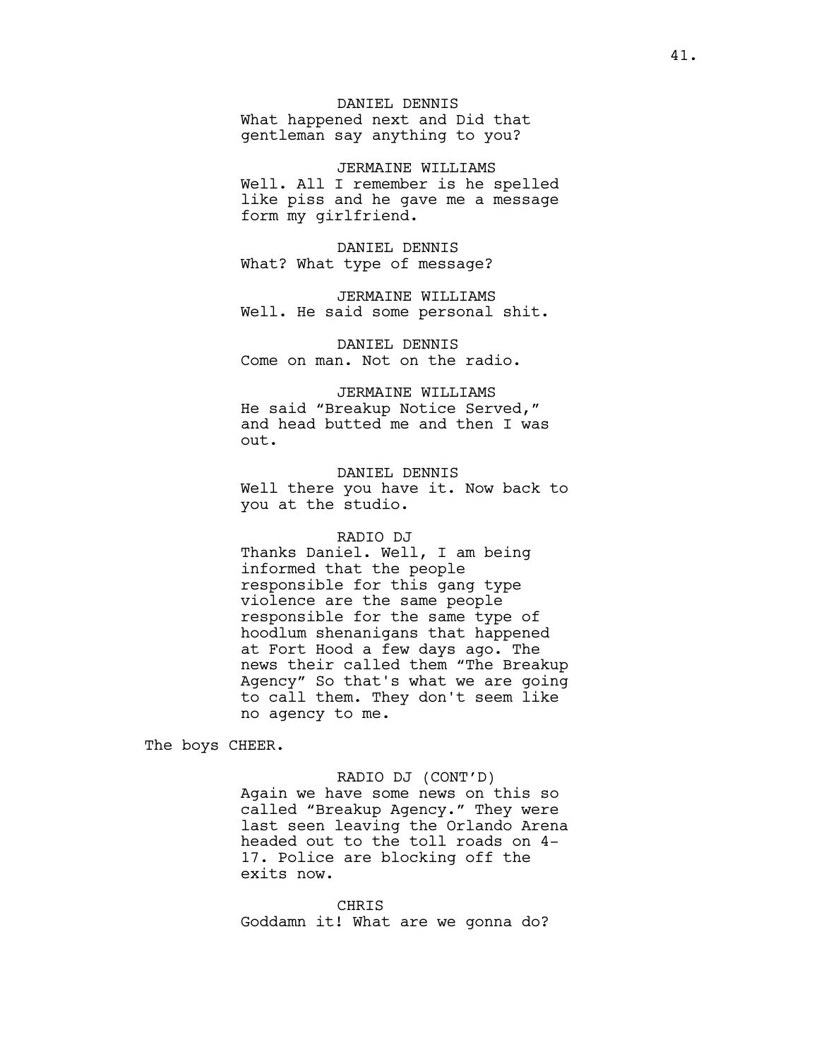DANIEL DENNIS
What happened next and Did that gentleman say anything to you?

JERMAINE WILLIAMS
Well. All I remember is he spelled like piss and he gave me a message form my girlfriend.

DANIEL DENNIS
What? What type of message?

JERMAINE WILLIAMS
Well. He said some personal shit.

DANIEL DENNIS
Come on man. Not on the radio.

JERMAINE WILLIAMS
He said “Breakup Notice Served,” and head butted me and then I was out.

DANIEL DENNIS
Well there you have it. Now back to you at the studio.

RADIO DJ
Thanks Daniel. Well, I am being informed that the people responsible for this gang type violence are the same people responsible for the same type of hoodlum shenanigans that happened at Fort Hood a few days ago. The news their called them “The Breakup Agency” So that's what we are going to call them. They don't seem like no agency to me.

The boys CHEER.

RADIO DJ (CONT’D)
Again we have some news on this so called “Breakup Agency.” They were last seen leaving the Orlando Arena headed out to the toll roads on 4-17. Police are blocking off the exits now.

CHRIS
Goddamn it! What are we gonna do?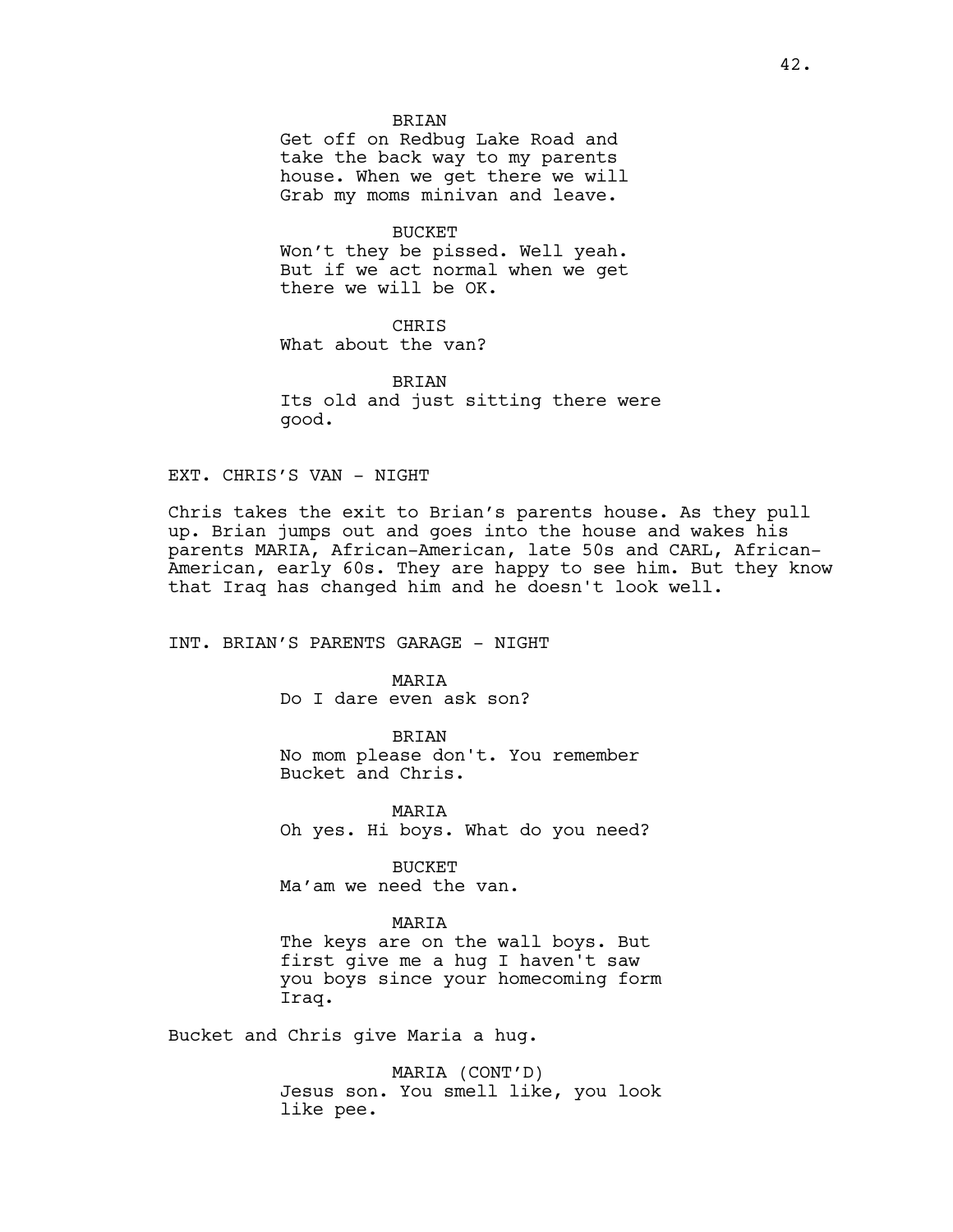BRIAN
Get off on Redbug Lake Road and take the back way to my parents house. When we get there we will Grab my moms minivan and leave.

BUCKET
Won't they be pissed. Well yeah. But if we act normal when we get there we will be OK.

CHRIS
What about the van?

BRIAN
Its old and just sitting there were good.

EXT. CHRIS'S VAN - NIGHT

Chris takes the exit to Brian's parents house. As they pull up. Brian jumps out and goes into the house and wakes his parents MARIA, African-American, late 50s and CARL, African-American, early 60s. They are happy to see him. But they know that Iraq has changed him and he doesn't look well.

INT. BRIAN'S PARENTS GARAGE - NIGHT

MARIA
Do I dare even ask son?

BRIAN
No mom please don't. You remember Bucket and Chris.

MARIA
Oh yes. Hi boys. What do you need?

BUCKET
Ma'am we need the van.

MARIA
The keys are on the wall boys. But first give me a hug I haven't saw you boys since your homecoming form Iraq.

Bucket and Chris give Maria a hug.

MARIA (CONT'D)
Jesus son. You smell like, you look like pee.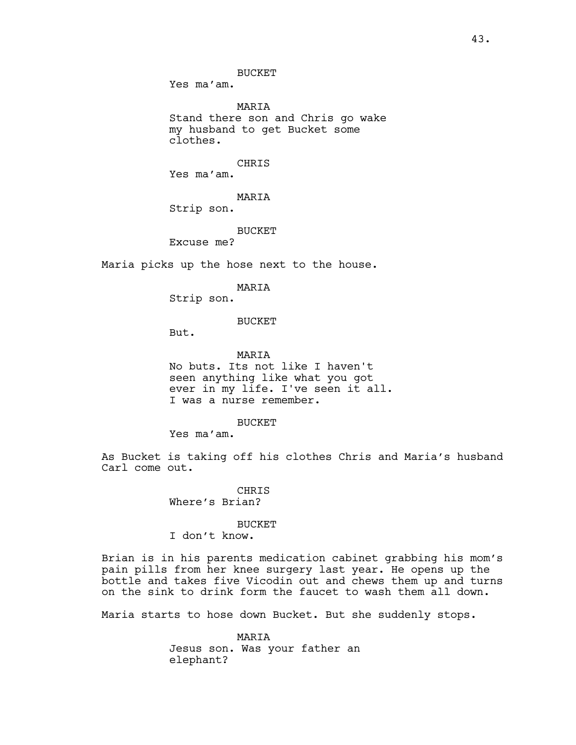BUCKET
Yes ma'am.

MARIA
Stand there son and Chris go wake my husband to get Bucket some clothes.

CHRIS
Yes ma'am.

MARIA
Strip son.

BUCKET
Excuse me?

Maria picks up the hose next to the house.

MARIA
Strip son.

BUCKET
But.

MARIA
No buts. Its not like I haven't seen anything like what you got ever in my life. I've seen it all. I was a nurse remember.

BUCKET
Yes ma'am.

As Bucket is taking off his clothes Chris and Maria's husband Carl come out.

CHRIS
Where's Brian?

BUCKET
I don't know.

Brian is in his parents medication cabinet grabbing his mom's pain pills from her knee surgery last year. He opens up the bottle and takes five Vicodin out and chews them up and turns on the sink to drink form the faucet to wash them all down.

Maria starts to hose down Bucket. But she suddenly stops.

MARIA
Jesus son. Was your father an elephant?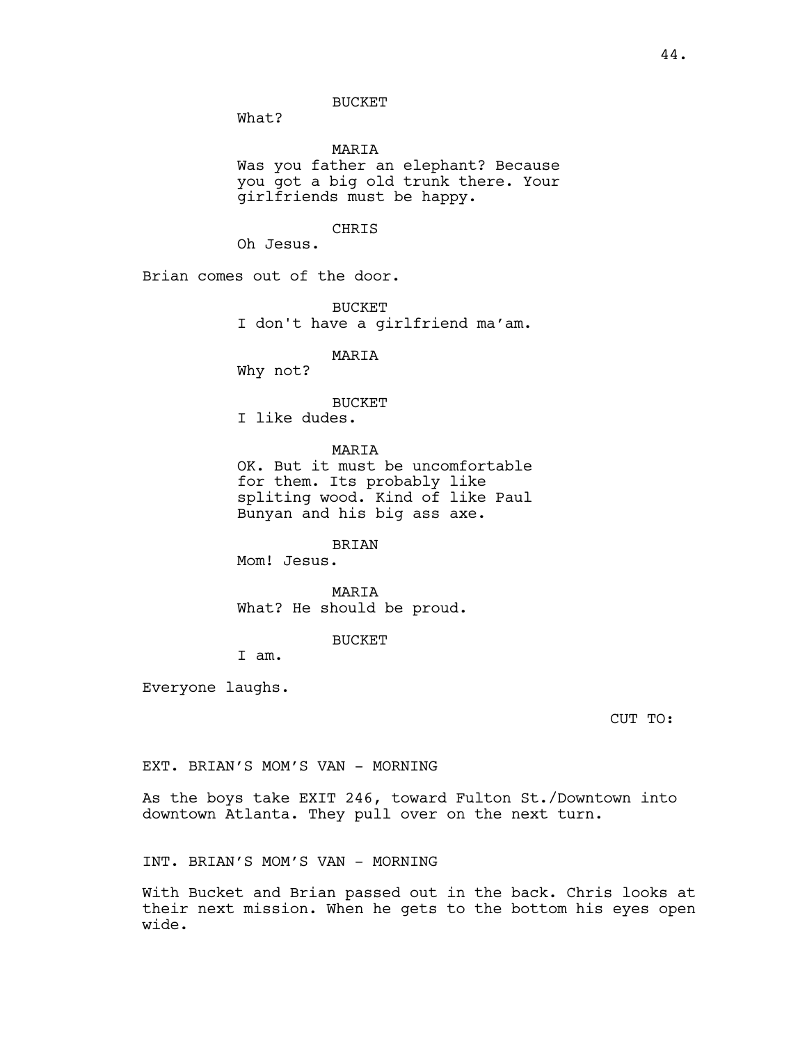BUCKET

What?

MARIA

Was you father an elephant? Because you got a big old trunk there. Your girlfriends must be happy.

CHRIS

Oh Jesus.

Brian comes out of the door.

BUCKET

I don't have a girlfriend ma'am.

MARIA

Why not?

BUCKET

I like dudes.

MARIA

OK. But it must be uncomfortable for them. Its probably like spliting wood. Kind of like Paul Bunyan and his big ass axe.

BRIAN

Mom! Jesus.

MARIA

What? He should be proud.

BUCKET

I am.

Everyone laughs.

CUT TO:

EXT. BRIAN'S MOM'S VAN - MORNING

As the boys take EXIT 246, toward Fulton St./Downtown into downtown Atlanta. They pull over on the next turn.

INT. BRIAN'S MOM'S VAN - MORNING

With Bucket and Brian passed out in the back. Chris looks at their next mission. When he gets to the bottom his eyes open wide.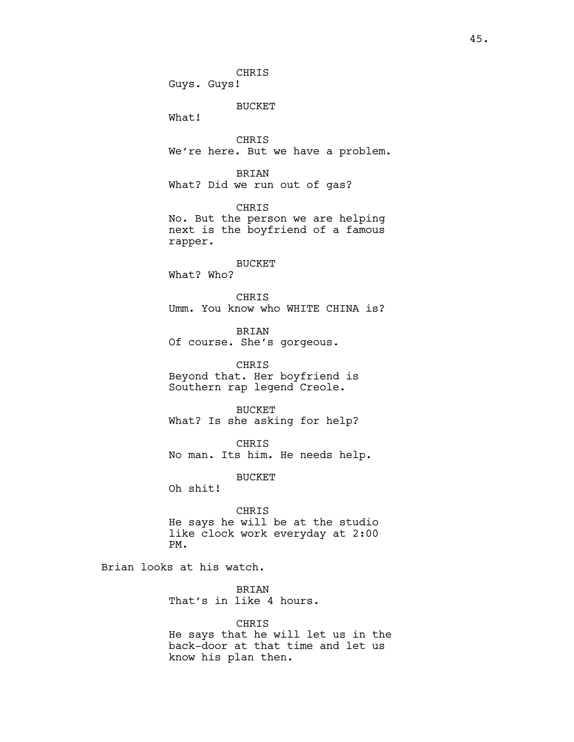CHRIS
Guys. Guys!

BUCKET
What!

CHRIS
We're here. But we have a problem.

BRIAN
What? Did we run out of gas?

CHRIS
No. But the person we are helping next is the boyfriend of a famous rapper.

BUCKET
What? Who?

CHRIS
Umm. You know who WHITE CHINA is?

BRIAN
Of course. She's gorgeous.

CHRIS
Beyond that. Her boyfriend is Southern rap legend Creole.

BUCKET
What? Is she asking for help?

CHRIS
No man. Its him. He needs help.

BUCKET
Oh shit!

CHRIS
He says he will be at the studio like clock work everyday at 2:00 PM.

Brian looks at his watch.

BRIAN
That's in like 4 hours.

CHRIS
He says that he will let us in the back-door at that time and let us know his plan then.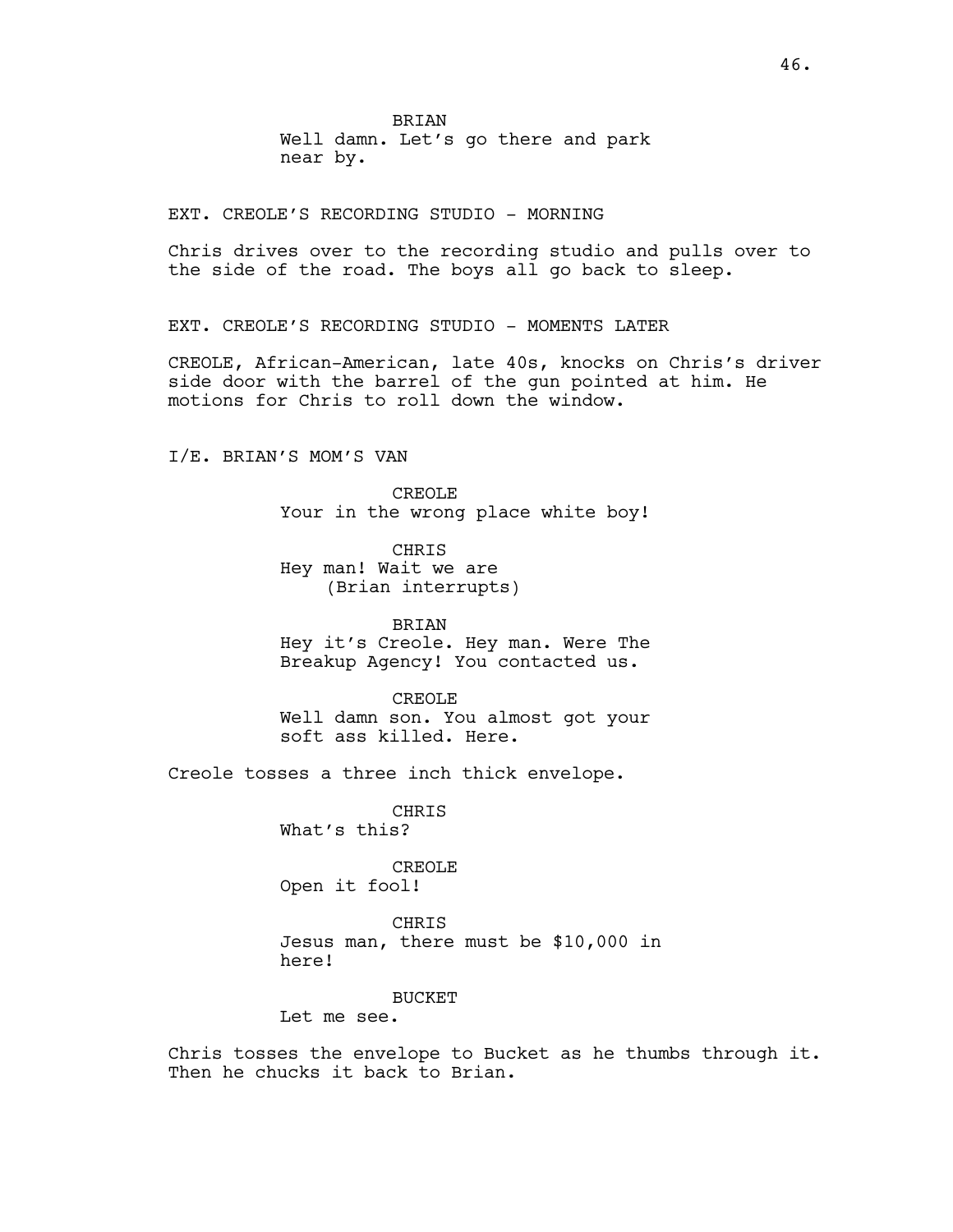BRIAN
Well damn. Let's go there and park near by.

EXT. CREOLE'S RECORDING STUDIO - MORNING

Chris drives over to the recording studio and pulls over to the side of the road. The boys all go back to sleep.

EXT. CREOLE'S RECORDING STUDIO - MOMENTS LATER

CREOLE, African-American, late 40s, knocks on Chris's driver side door with the barrel of the gun pointed at him. He motions for Chris to roll down the window.

I/E. BRIAN'S MOM'S VAN

CREOLE
Your in the wrong place white boy!

CHRIS
Hey man! Wait we are
(Brian interrupts)

BRIAN
Hey it's Creole. Hey man. Were The Breakup Agency! You contacted us.

CREOLE
Well damn son. You almost got your soft ass killed. Here.

Creole tosses a three inch thick envelope.

CHRIS
What's this?

CREOLE
Open it fool!

CHRIS
Jesus man, there must be $10,000 in here!

BUCKET
Let me see.

Chris tosses the envelope to Bucket as he thumbs through it. Then he chucks it back to Brian.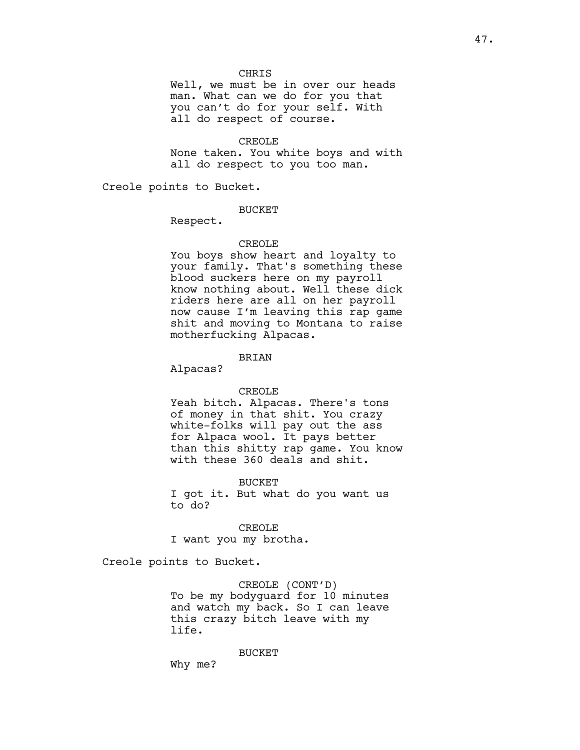CHRIS
Well, we must be in over our heads man. What can we do for you that you can't do for your self. With all do respect of course.

CREOLE
None taken. You white boys and with all do respect to you too man.

Creole points to Bucket.

BUCKET
Respect.

CREOLE
You boys show heart and loyalty to your family. That's something these blood suckers here on my payroll know nothing about. Well these dick riders here are all on her payroll now cause I'm leaving this rap game shit and moving to Montana to raise motherfucking Alpacas.

BRIAN
Alpacas?

CREOLE
Yeah bitch. Alpacas. There's tons of money in that shit. You crazy white-folks will pay out the ass for Alpaca wool. It pays better than this shitty rap game. You know with these 360 deals and shit.

BUCKET
I got it. But what do you want us to do?

CREOLE
I want you my brotha.

Creole points to Bucket.

CREOLE (CONT'D)
To be my bodyguard for 10 minutes and watch my back. So I can leave this crazy bitch leave with my life.

BUCKET
Why me?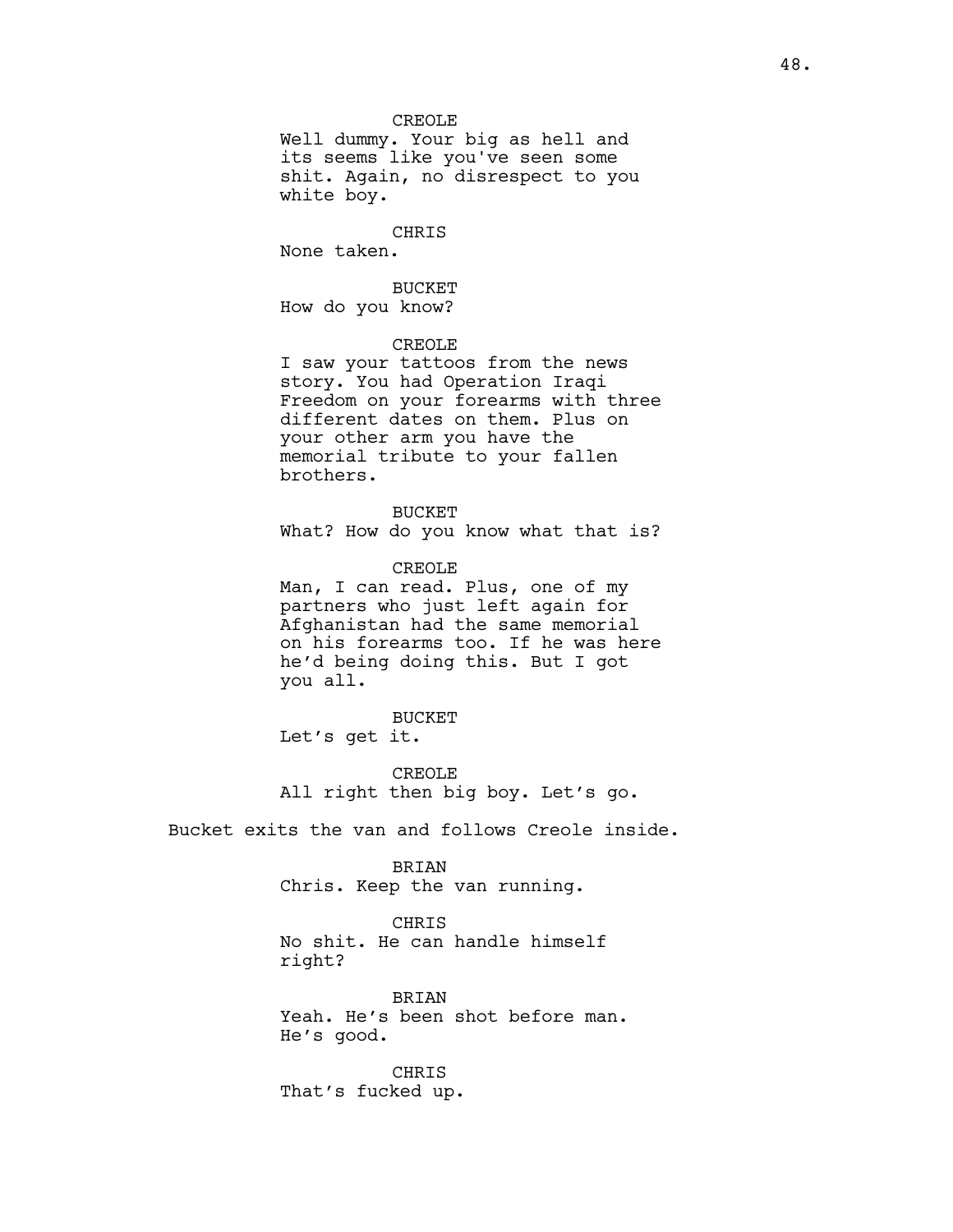CREOLE
Well dummy. Your big as hell and its seems like you've seen some shit. Again, no disrespect to you white boy.

CHRIS
None taken.

BUCKET
How do you know?

CREOLE
I saw your tattoos from the news story. You had Operation Iraqi Freedom on your forearms with three different dates on them. Plus on your other arm you have the memorial tribute to your fallen brothers.

BUCKET
What? How do you know what that is?

CREOLE
Man, I can read. Plus, one of my partners who just left again for Afghanistan had the same memorial on his forearms too. If he was here he'd being doing this. But I got you all.

BUCKET
Let's get it.

CREOLE
All right then big boy. Let's go.

Bucket exits the van and follows Creole inside.

BRIAN
Chris. Keep the van running.

CHRIS
No shit. He can handle himself right?

BRIAN
Yeah. He's been shot before man. He's good.

CHRIS
That's fucked up.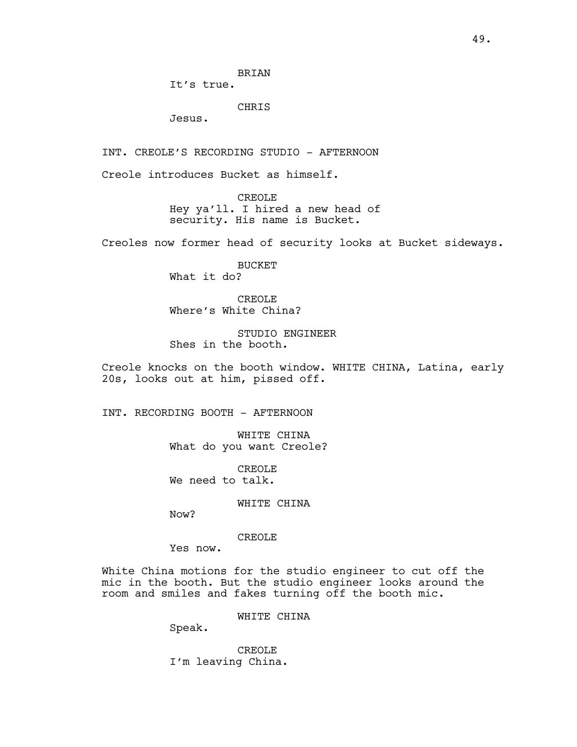BRIAN
It's true.

CHRIS
Jesus.

INT. CREOLE'S RECORDING STUDIO - AFTERNOON

Creole introduces Bucket as himself.

CREOLE
Hey ya'll. I hired a new head of security. His name is Bucket.

Creoles now former head of security looks at Bucket sideways.

BUCKET
What it do?

CREOLE
Where's White China?

STUDIO ENGINEER
Shes in the booth.

Creole knocks on the booth window. WHITE CHINA, Latina, early 20s, looks out at him, pissed off.

INT. RECORDING BOOTH - AFTERNOON

WHITE CHINA
What do you want Creole?

CREOLE
We need to talk.

WHITE CHINA
Now?

CREOLE
Yes now.

White China motions for the studio engineer to cut off the mic in the booth. But the studio engineer looks around the room and smiles and fakes turning off the booth mic.

WHITE CHINA
Speak.

CREOLE
I'm leaving China.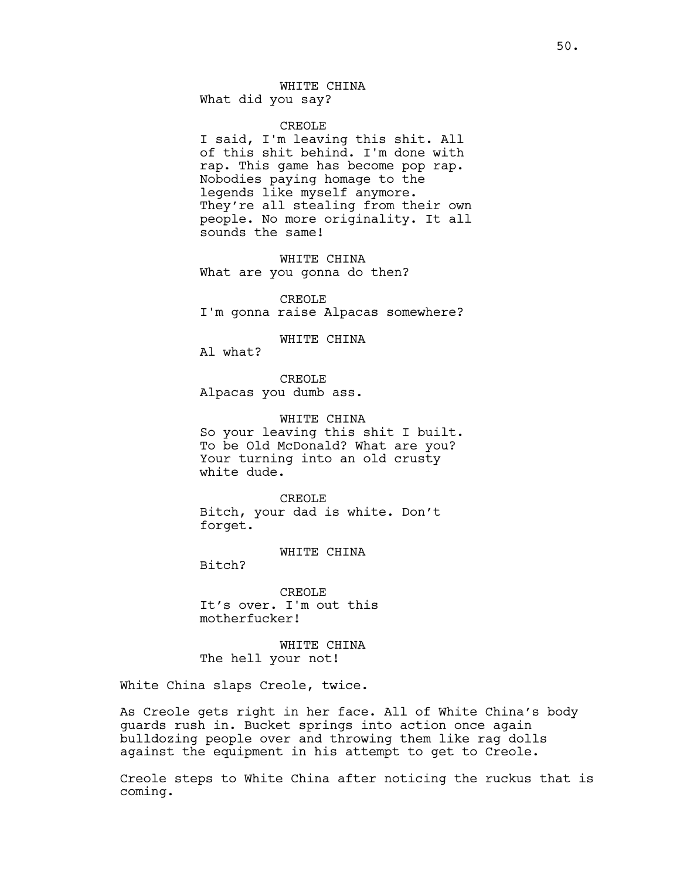WHITE CHINA
What did you say?

CREOLE
I said, I'm leaving this shit. All of this shit behind. I'm done with rap. This game has become pop rap. Nobodies paying homage to the legends like myself anymore. They're all stealing from their own people. No more originality. It all sounds the same!

WHITE CHINA
What are you gonna do then?

CREOLE
I'm gonna raise Alpacas somewhere?

WHITE CHINA
Al what?

CREOLE
Alpacas you dumb ass.

WHITE CHINA
So your leaving this shit I built. To be Old McDonald? What are you? Your turning into an old crusty white dude.

CREOLE
Bitch, your dad is white. Don't forget.

WHITE CHINA
Bitch?

CREOLE
It's over. I'm out this motherfucker!

WHITE CHINA
The hell your not!

White China slaps Creole, twice.

As Creole gets right in her face. All of White China's body guards rush in. Bucket springs into action once again bulldozing people over and throwing them like rag dolls against the equipment in his attempt to get to Creole.

Creole steps to White China after noticing the ruckus that is coming.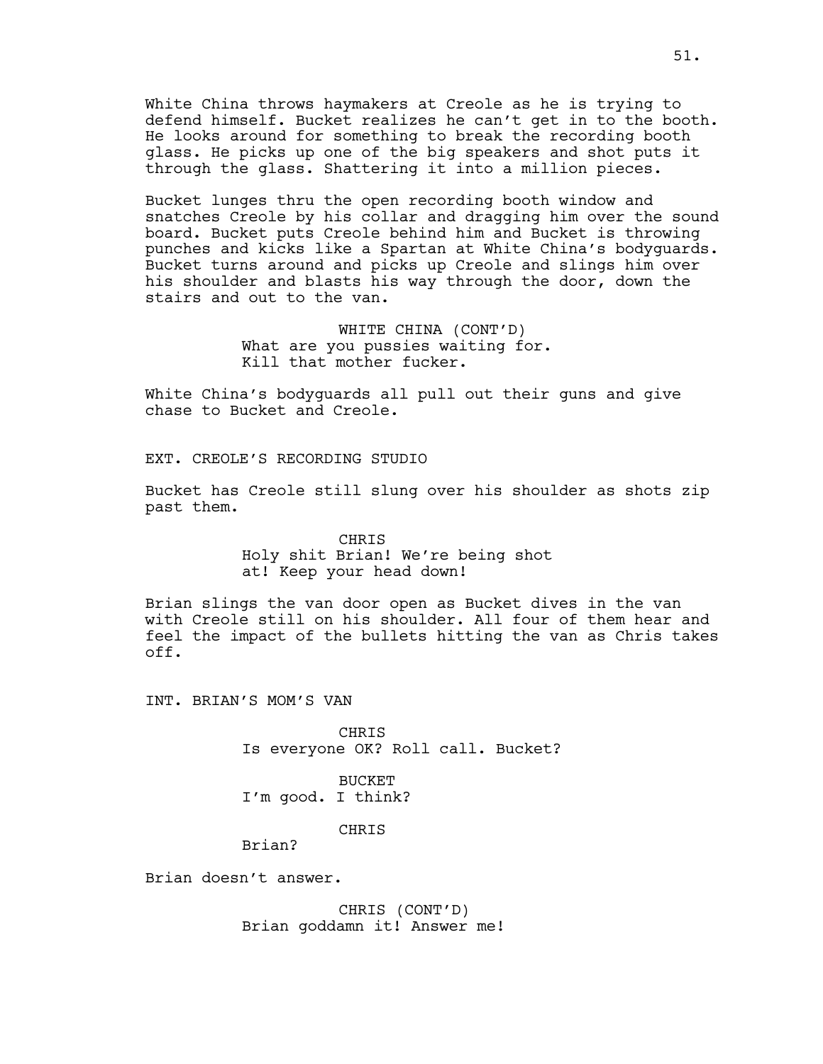White China throws haymakers at Creole as he is trying to defend himself. Bucket realizes he can't get in to the booth. He looks around for something to break the recording booth glass. He picks up one of the big speakers and shot puts it through the glass. Shattering it into a million pieces.

Bucket lunges thru the open recording booth window and snatches Creole by his collar and dragging him over the sound board. Bucket puts Creole behind him and Bucket is throwing punches and kicks like a Spartan at White China's bodyguards. Bucket turns around and picks up Creole and slings him over his shoulder and blasts his way through the door, down the stairs and out to the van.

WHITE CHINA (CONT'D)
What are you pussies waiting for. Kill that mother fucker.

White China's bodyguards all pull out their guns and give chase to Bucket and Creole.

EXT. CREOLE'S RECORDING STUDIO

Bucket has Creole still slung over his shoulder as shots zip past them.

CHRIS
Holy shit Brian! We're being shot at! Keep your head down!

Brian slings the van door open as Bucket dives in the van with Creole still on his shoulder. All four of them hear and feel the impact of the bullets hitting the van as Chris takes off.

INT. BRIAN'S MOM'S VAN

CHRIS
Is everyone OK? Roll call. Bucket?

BUCKET
I'm good. I think?

CHRIS
Brian?

Brian doesn't answer.

CHRIS (CONT'D)
Brian goddamn it! Answer me!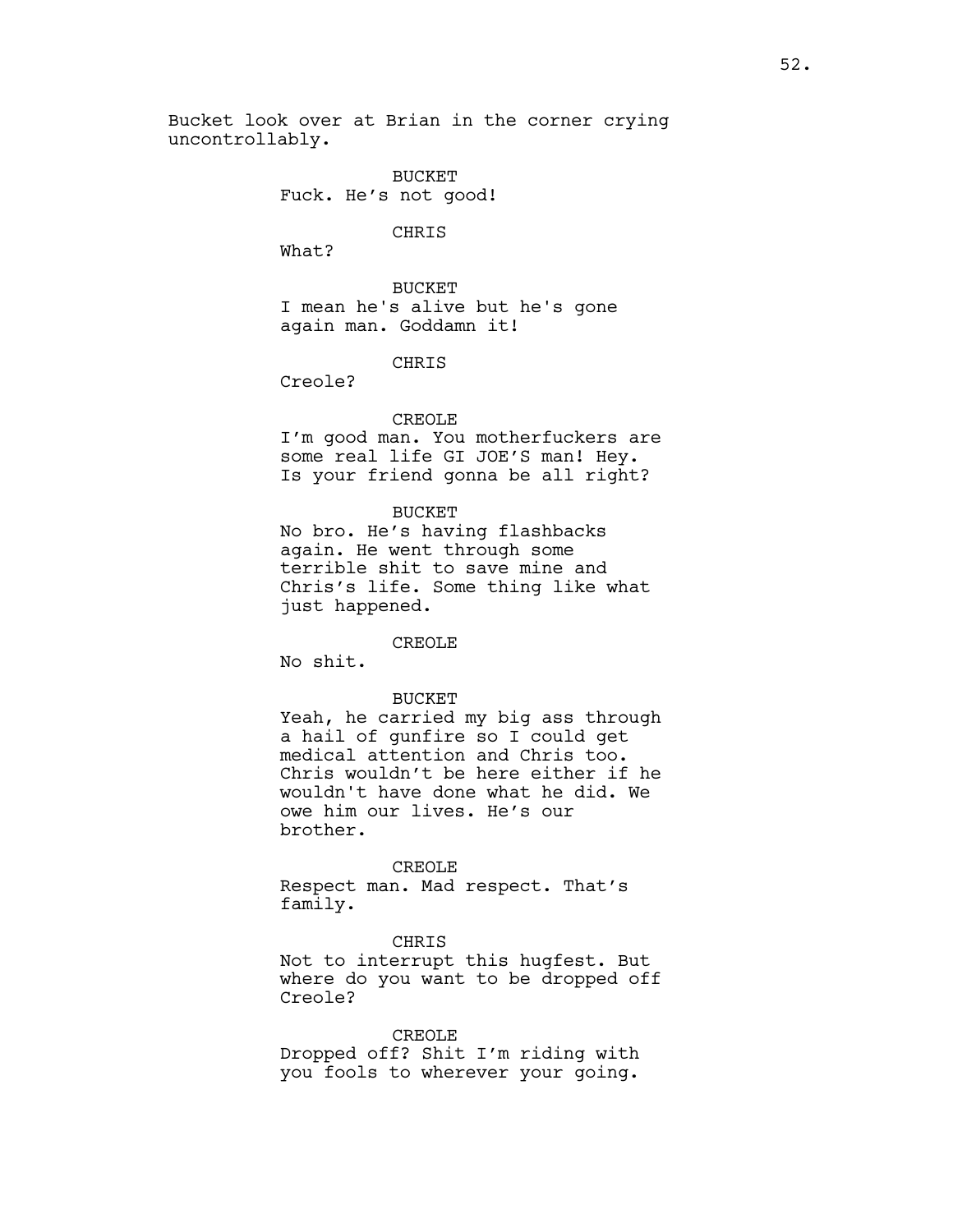Bucket look over at Brian in the corner crying uncontrollably.

BUCKET
Fuck. He's not good!

CHRIS
What?

BUCKET
I mean he's alive but he's gone again man. Goddamn it!

CHRIS
Creole?

CREOLE
I'm good man. You motherfuckers are some real life GI JOE'S man! Hey. Is your friend gonna be all right?

BUCKET
No bro. He's having flashbacks again. He went through some terrible shit to save mine and Chris's life. Some thing like what just happened.

CREOLE
No shit.

BUCKET
Yeah, he carried my big ass through a hail of gunfire so I could get medical attention and Chris too. Chris wouldn't be here either if he wouldn't have done what he did. We owe him our lives. He's our brother.

CREOLE
Respect man. Mad respect. That's family.

CHRIS
Not to interrupt this hugfest. But where do you want to be dropped off Creole?

CREOLE
Dropped off? Shit I'm riding with you fools to wherever your going.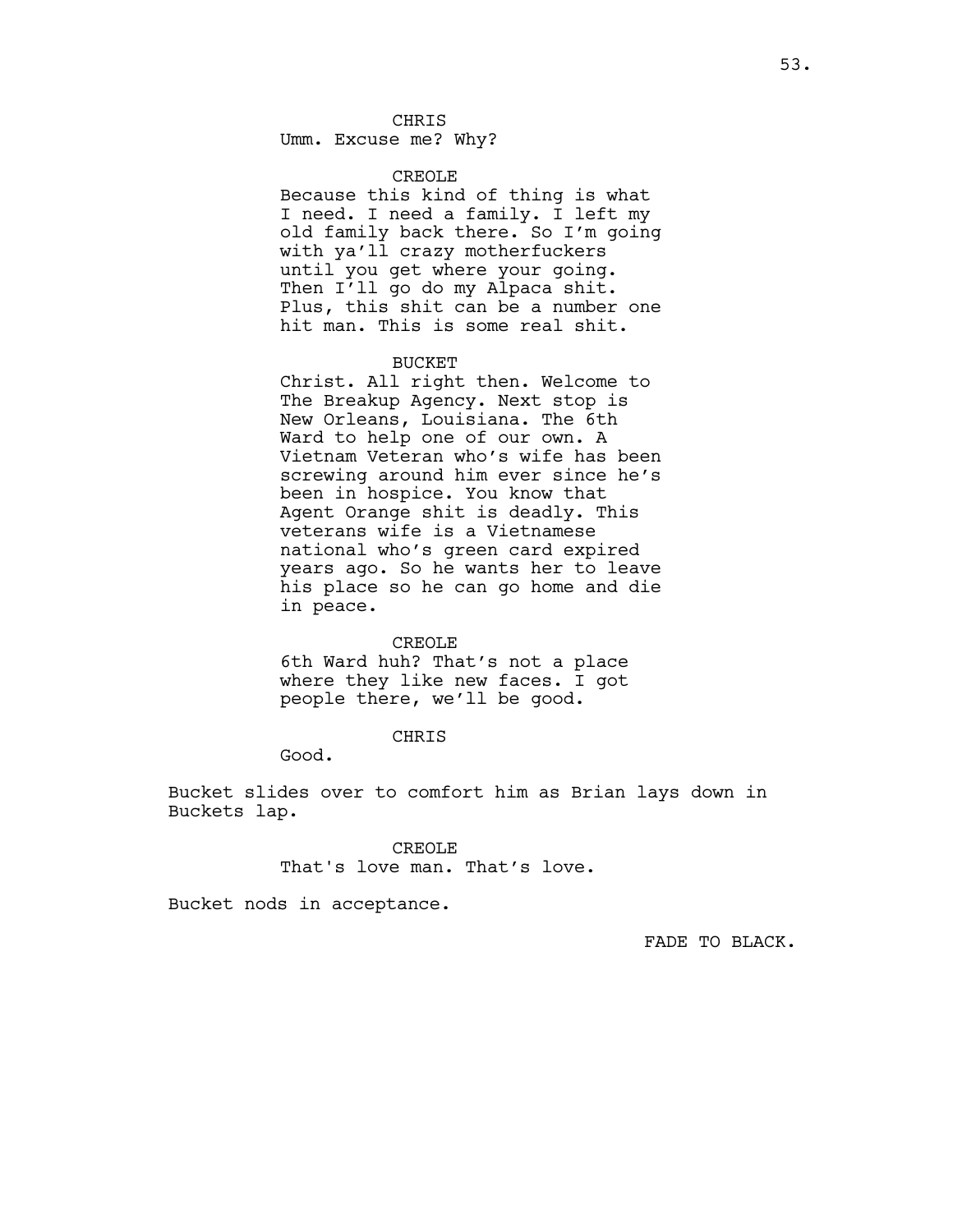CHRIS

Umm. Excuse me? Why?

CREOLE

Because this kind of thing is what I need. I need a family. I left my old family back there. So I'm going with ya'll crazy motherfuckers until you get where your going. Then I'll go do my Alpaca shit. Plus, this shit can be a number one hit man. This is some real shit.

BUCKET

Christ. All right then. Welcome to The Breakup Agency. Next stop is New Orleans, Louisiana. The 6th Ward to help one of our own. A Vietnam Veteran who's wife has been screwing around him ever since he's been in hospice. You know that Agent Orange shit is deadly. This veterans wife is a Vietnamese national who's green card expired years ago. So he wants her to leave his place so he can go home and die in peace.

CREOLE

6th Ward huh? That's not a place where they like new faces. I got people there, we'll be good.

CHRIS

Good.

Bucket slides over to comfort him as Brian lays down in Buckets lap.

CREOLE

That's love man. That's love.

Bucket nods in acceptance.

FADE TO BLACK.